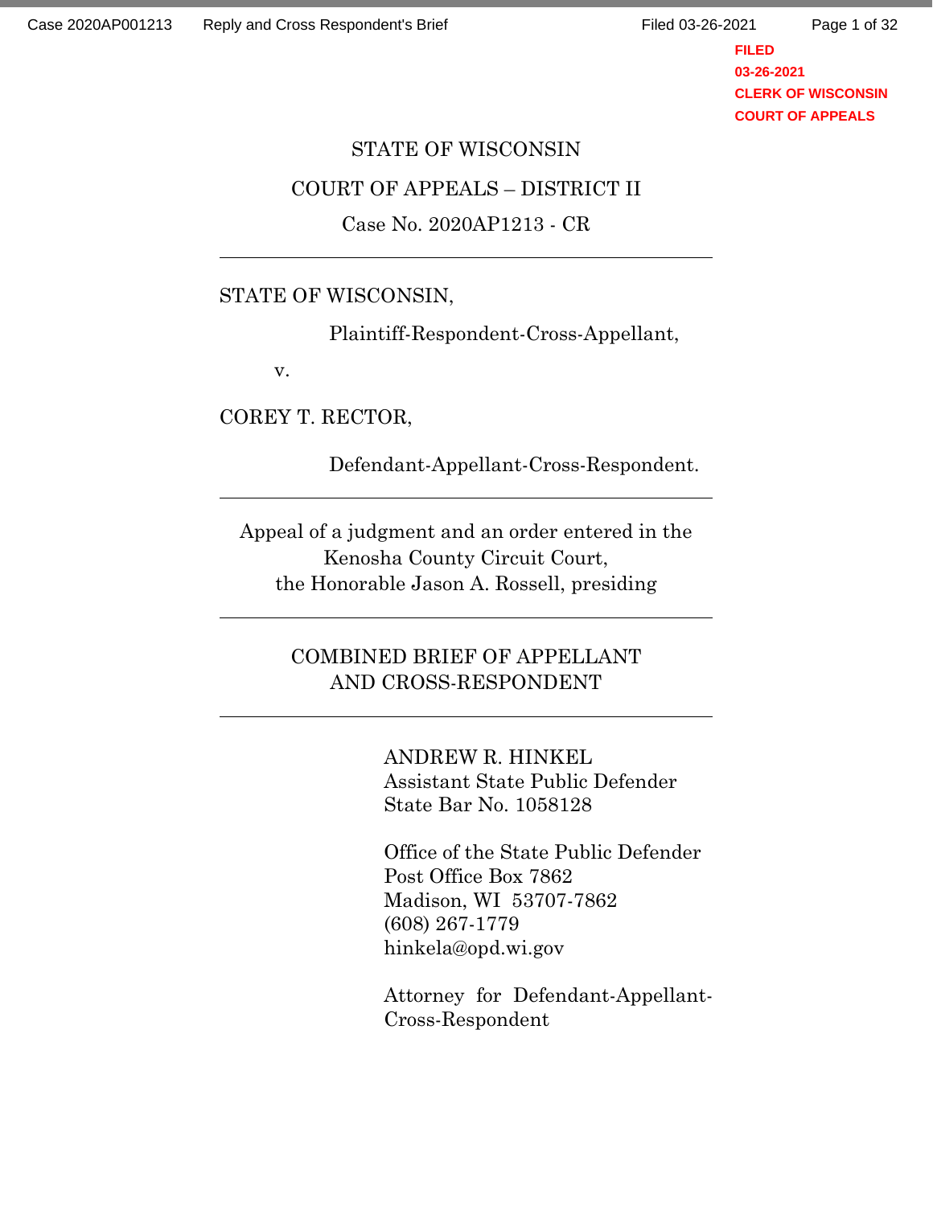STATE OF WISCONSIN

COURT OF APPEALS – DISTRICT II

Case No. 2020AP1213 - CR

---

STATE OF WISCONSIN,

Plaintiff-Respondent-Cross-Appellant,

v.

COREY T. RECTOR,

Defendant-Appellant-Cross-Respondent.

---

Appeal of a judgment and an order entered in the Kenosha County Circuit Court, the Honorable Jason A. Rossell, presiding

---

COMBINED BRIEF OF APPELLANT AND CROSS-RESPONDENT

---

ANDREW R. HINKEL
Assistant State Public Defender
State Bar No. 1058128

Office of the State Public Defender
Post Office Box 7862
Madison, WI 53707-7862
(608) 267-1779
hinkela@opd.wi.gov

Attorney for Defendant-Appellant-Cross-Respondent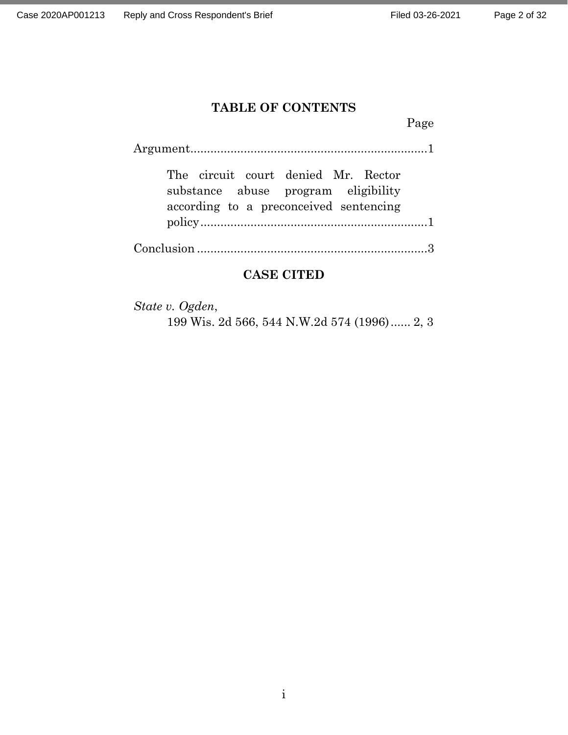## TABLE OF CONTENTS

Page

Argument........................................................................1

The circuit court denied Mr. Rector substance abuse program eligibility according to a preconceived sentencing policy......................................................................1

Conclusion ......................................................................3

## CASE CITED

*State v. Ogden*,
199 Wis. 2d 566, 544 N.W.2d 574 (1996)...... 2, 3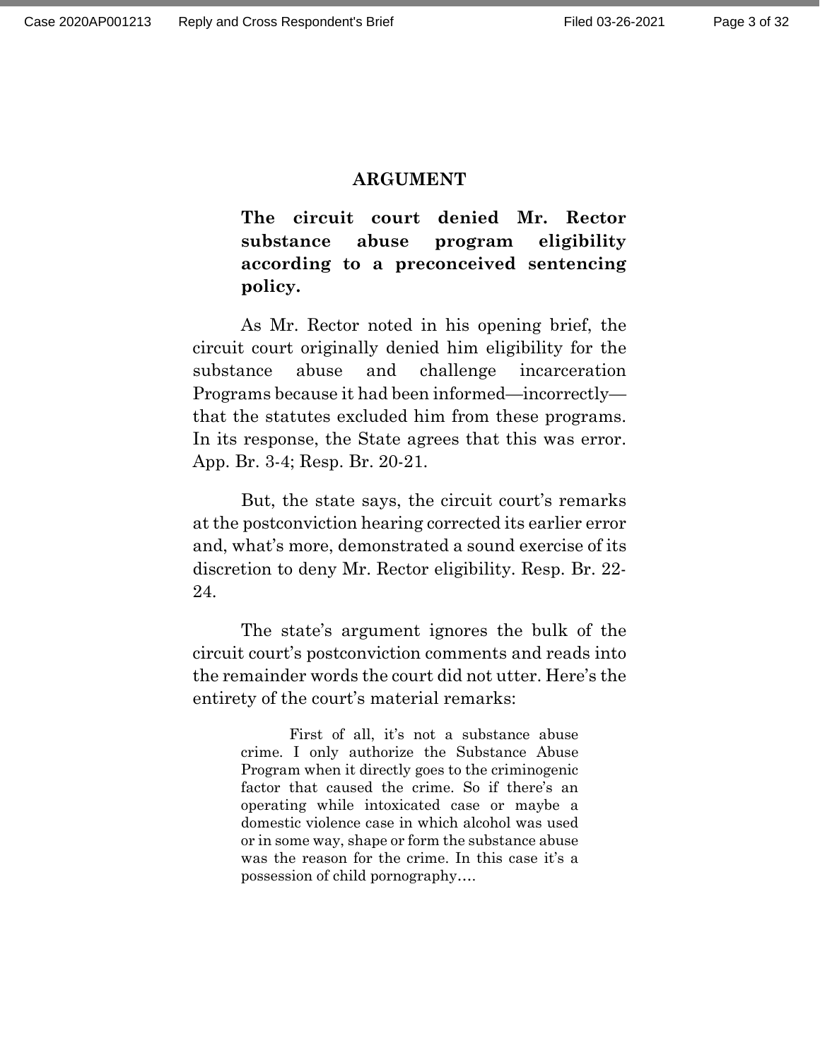## ARGUMENT

**The circuit court denied Mr. Rector substance abuse program eligibility according to a preconceived sentencing policy.**

As Mr. Rector noted in his opening brief, the circuit court originally denied him eligibility for the substance abuse and challenge incarceration Programs because it had been informed—incorrectly—that the statutes excluded him from these programs. In its response, the State agrees that this was error. App. Br. 3-4; Resp. Br. 20-21.

But, the state says, the circuit court's remarks at the postconviction hearing corrected its earlier error and, what's more, demonstrated a sound exercise of its discretion to deny Mr. Rector eligibility. Resp. Br. 22-24.

The state's argument ignores the bulk of the circuit court's postconviction comments and reads into the remainder words the court did not utter. Here's the entirety of the court's material remarks:

> First of all, it's not a substance abuse crime. I only authorize the Substance Abuse Program when it directly goes to the criminogenic factor that caused the crime. So if there's an operating while intoxicated case or maybe a domestic violence case in which alcohol was used or in some way, shape or form the substance abuse was the reason for the crime. In this case it's a possession of child pornography….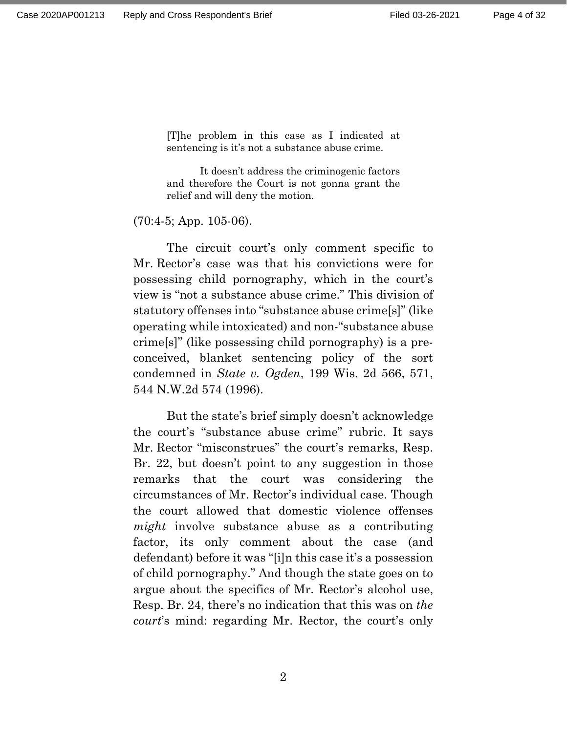> [T]he problem in this case as I indicated at sentencing is it's not a substance abuse crime.
>
> It doesn't address the criminogenic factors and therefore the Court is not gonna grant the relief and will deny the motion.

(70:4-5; App. 105-06).

The circuit court's only comment specific to Mr. Rector's case was that his convictions were for possessing child pornography, which in the court's view is "not a substance abuse crime." This division of statutory offenses into "substance abuse crime[s]" (like operating while intoxicated) and non-"substance abuse crime[s]" (like possessing child pornography) is a pre-conceived, blanket sentencing policy of the sort condemned in *State v. Ogden*, 199 Wis. 2d 566, 571, 544 N.W.2d 574 (1996).

But the state's brief simply doesn't acknowledge the court's "substance abuse crime" rubric. It says Mr. Rector "misconstrues" the court's remarks, Resp. Br. 22, but doesn't point to any suggestion in those remarks that the court was considering the circumstances of Mr. Rector's individual case. Though the court allowed that domestic violence offenses *might* involve substance abuse as a contributing factor, its only comment about the case (and defendant) before it was "[i]n this case it's a possession of child pornography." And though the state goes on to argue about the specifics of Mr. Rector's alcohol use, Resp. Br. 24, there's no indication that this was on *the court*'s mind: regarding Mr. Rector, the court's only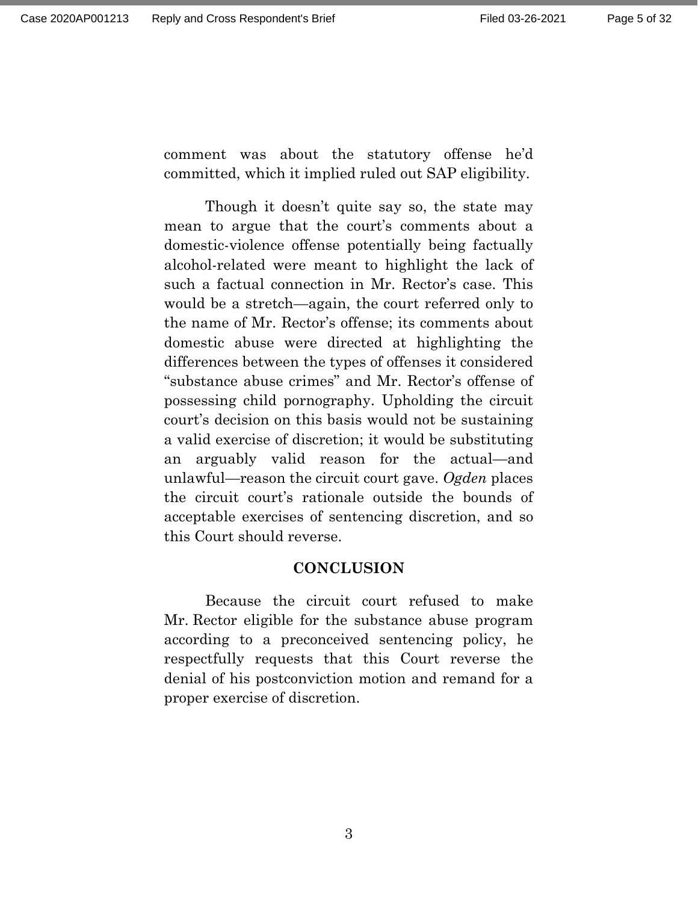comment was about the statutory offense he'd committed, which it implied ruled out SAP eligibility.

Though it doesn't quite say so, the state may mean to argue that the court's comments about a domestic-violence offense potentially being factually alcohol-related were meant to highlight the lack of such a factual connection in Mr. Rector's case. This would be a stretch—again, the court referred only to the name of Mr. Rector's offense; its comments about domestic abuse were directed at highlighting the differences between the types of offenses it considered "substance abuse crimes" and Mr. Rector's offense of possessing child pornography. Upholding the circuit court's decision on this basis would not be sustaining a valid exercise of discretion; it would be substituting an arguably valid reason for the actual—and unlawful—reason the circuit court gave. *Ogden* places the circuit court's rationale outside the bounds of acceptable exercises of sentencing discretion, and so this Court should reverse.

## CONCLUSION

Because the circuit court refused to make Mr. Rector eligible for the substance abuse program according to a preconceived sentencing policy, he respectfully requests that this Court reverse the denial of his postconviction motion and remand for a proper exercise of discretion.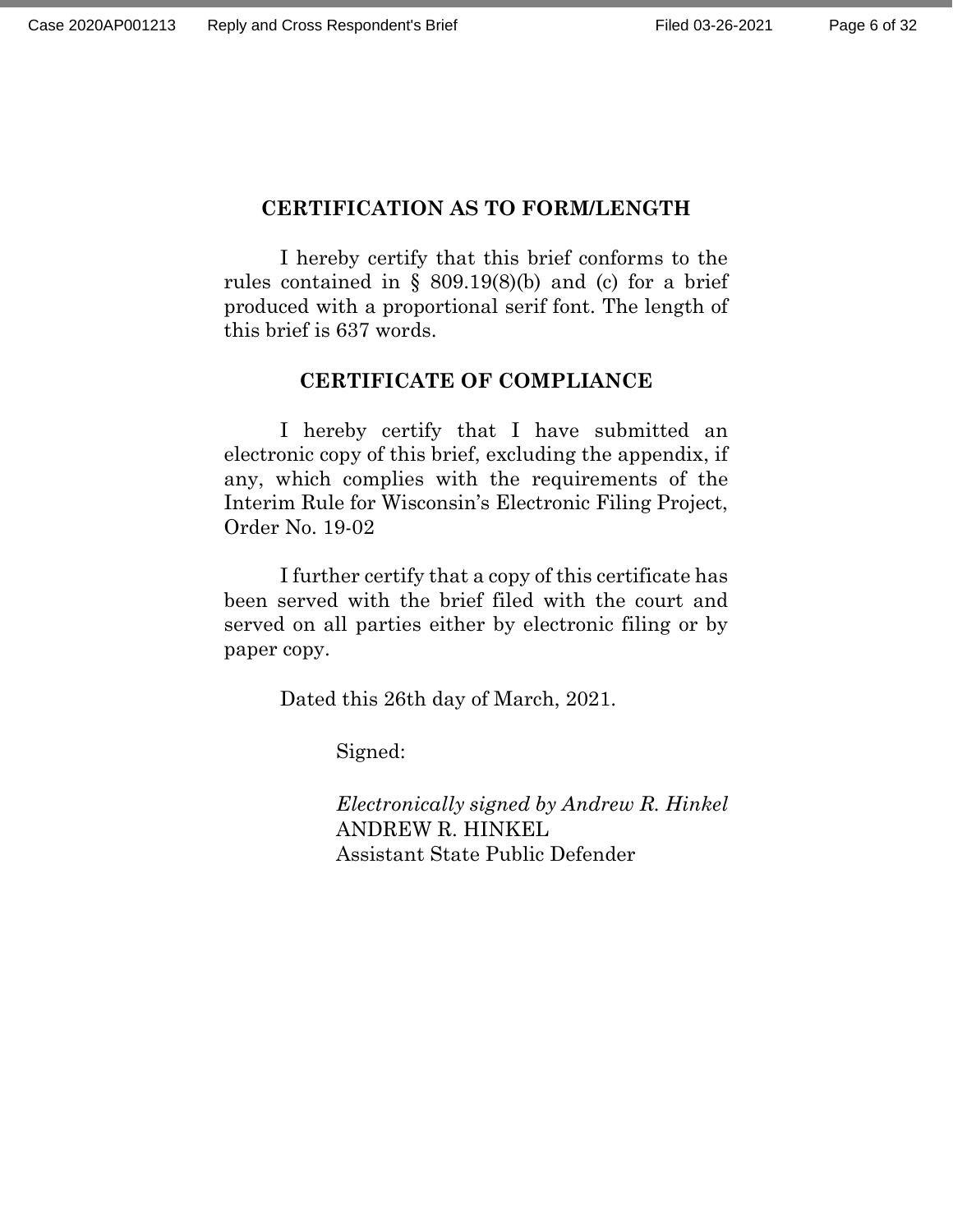## CERTIFICATION AS TO FORM/LENGTH

I hereby certify that this brief conforms to the rules contained in § 809.19(8)(b) and (c) for a brief produced with a proportional serif font. The length of this brief is 637 words.

## CERTIFICATE OF COMPLIANCE

I hereby certify that I have submitted an electronic copy of this brief, excluding the appendix, if any, which complies with the requirements of the Interim Rule for Wisconsin's Electronic Filing Project, Order No. 19-02

I further certify that a copy of this certificate has been served with the brief filed with the court and served on all parties either by electronic filing or by paper copy.

Dated this 26th day of March, 2021.

Signed:

*Electronically signed by Andrew R. Hinkel*
ANDREW R. HINKEL
Assistant State Public Defender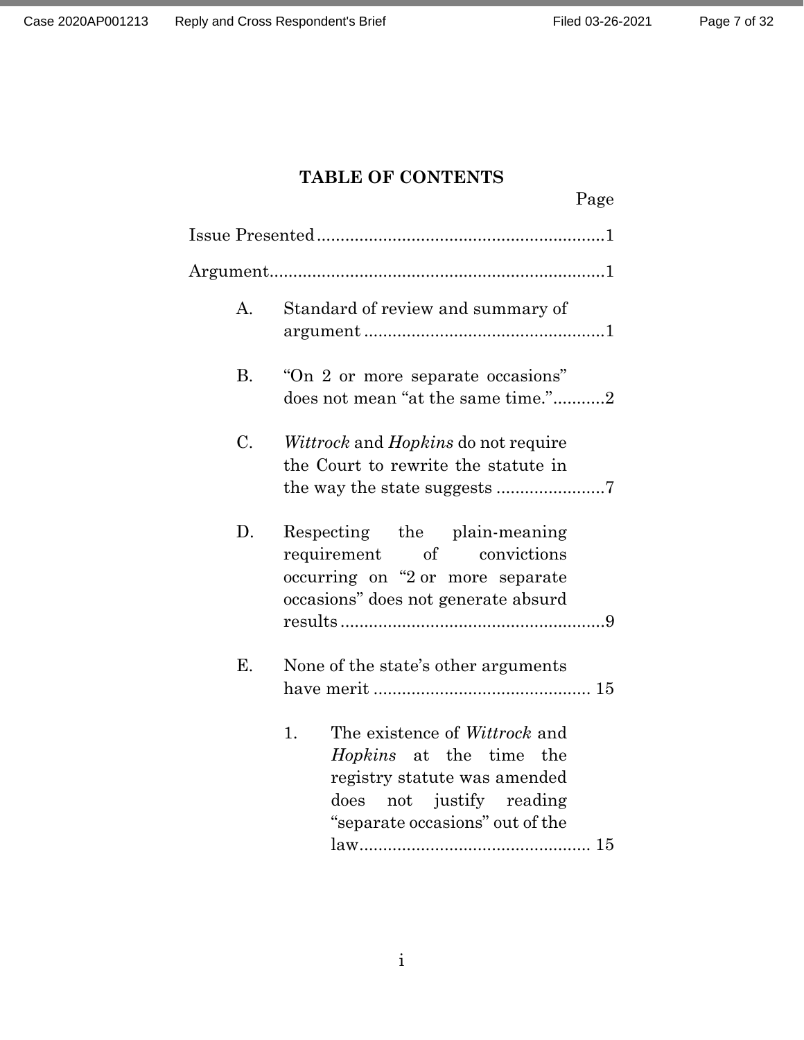# TABLE OF CONTENTS

Page

Issue Presented............................................................1

Argument......................................................................1

- A. Standard of review and summary of argument ..................................................1
- B. "On 2 or more separate occasions" does not mean "at the same time."...........2
- C. *Wittrock* and *Hopkins* do not require the Court to rewrite the statute in the way the state suggests .......................7
- D. Respecting the plain-meaning requirement of convictions occurring on "2 or more separate occasions" does not generate absurd results........................................................9
- E. None of the state's other arguments have merit ............................................. 15
    1. The existence of *Wittrock* and *Hopkins* at the time the registry statute was amended does not justify reading "separate occasions" out of the law................................................ 15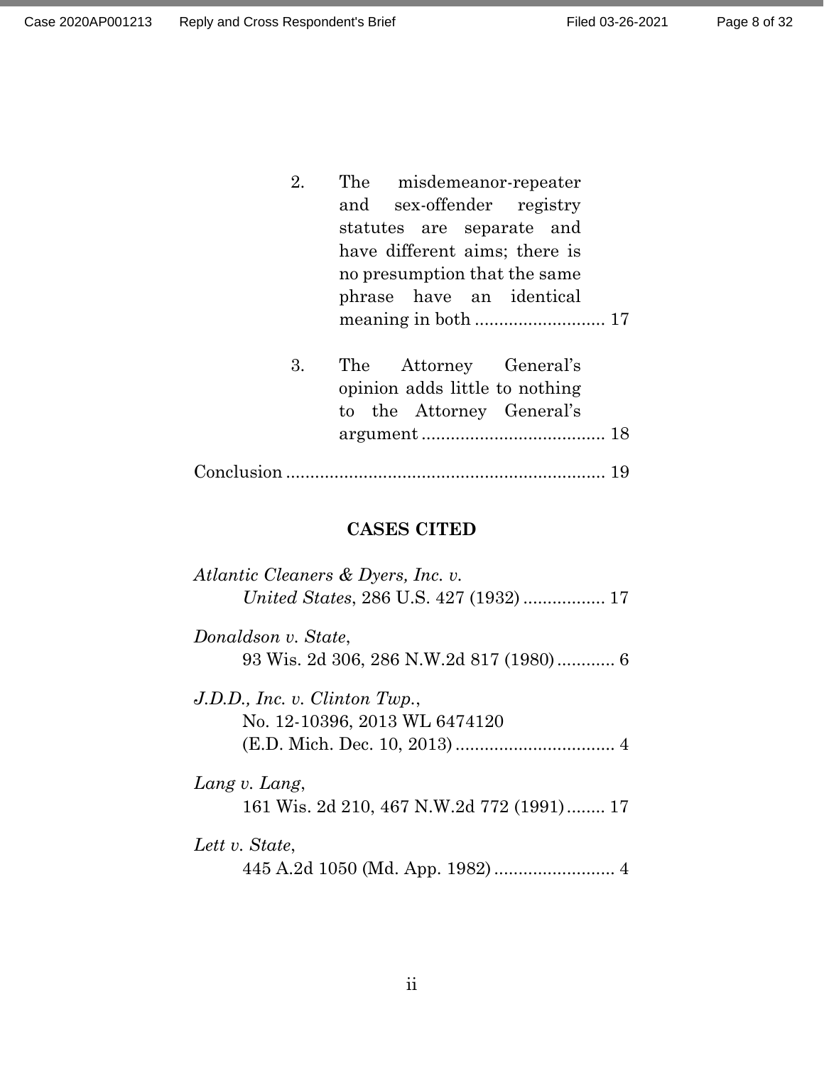2. The misdemeanor-repeater and sex-offender registry statutes are separate and have different aims; there is no presumption that the same phrase have an identical meaning in both .......................... 17

3. The Attorney General's opinion adds little to nothing to the Attorney General's argument ...................................... 18

Conclusion .................................................................. 19

## CASES CITED

*Atlantic Cleaners & Dyers, Inc. v. United States*, 286 U.S. 427 (1932) ................. 17

*Donaldson v. State*, 93 Wis. 2d 306, 286 N.W.2d 817 (1980) ............ 6

*J.D.D., Inc. v. Clinton Twp.*, No. 12-10396, 2013 WL 6474120 (E.D. Mich. Dec. 10, 2013) ................................. 4

*Lang v. Lang*, 161 Wis. 2d 210, 467 N.W.2d 772 (1991) ........ 17

*Lett v. State*, 445 A.2d 1050 (Md. App. 1982) ......................... 4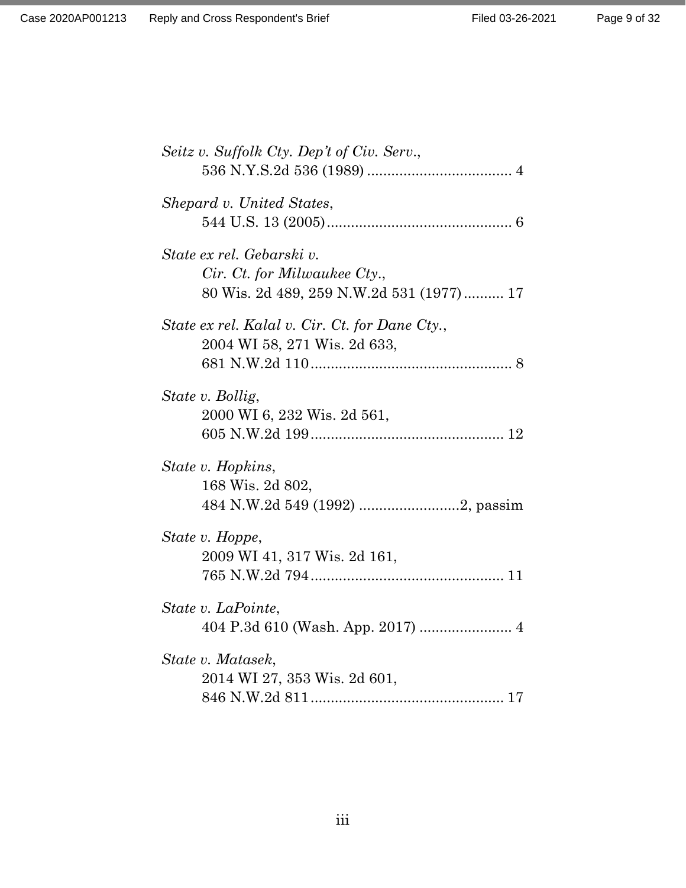*Seitz v. Suffolk Cty. Dep't of Civ. Serv.*,
536 N.Y.S.2d 536 (1989) .................................... 4

*Shepard v. United States*,
544 U.S. 13 (2005).............................................. 6

*State ex rel. Gebarski v. Cir. Ct. for Milwaukee Cty.*,
80 Wis. 2d 489, 259 N.W.2d 531 (1977).......... 17

*State ex rel. Kalal v. Cir. Ct. for Dane Cty.*,
2004 WI 58, 271 Wis. 2d 633,
681 N.W.2d 110.................................................. 8

*State v. Bollig*,
2000 WI 6, 232 Wis. 2d 561,
605 N.W.2d 199................................................ 12

*State v. Hopkins*,
168 Wis. 2d 802,
484 N.W.2d 549 (1992) .........................2, passim

*State v. Hoppe*,
2009 WI 41, 317 Wis. 2d 161,
765 N.W.2d 794................................................ 11

*State v. LaPointe*,
404 P.3d 610 (Wash. App. 2017) ....................... 4

*State v. Matasek*,
2014 WI 27, 353 Wis. 2d 601,
846 N.W.2d 811................................................ 17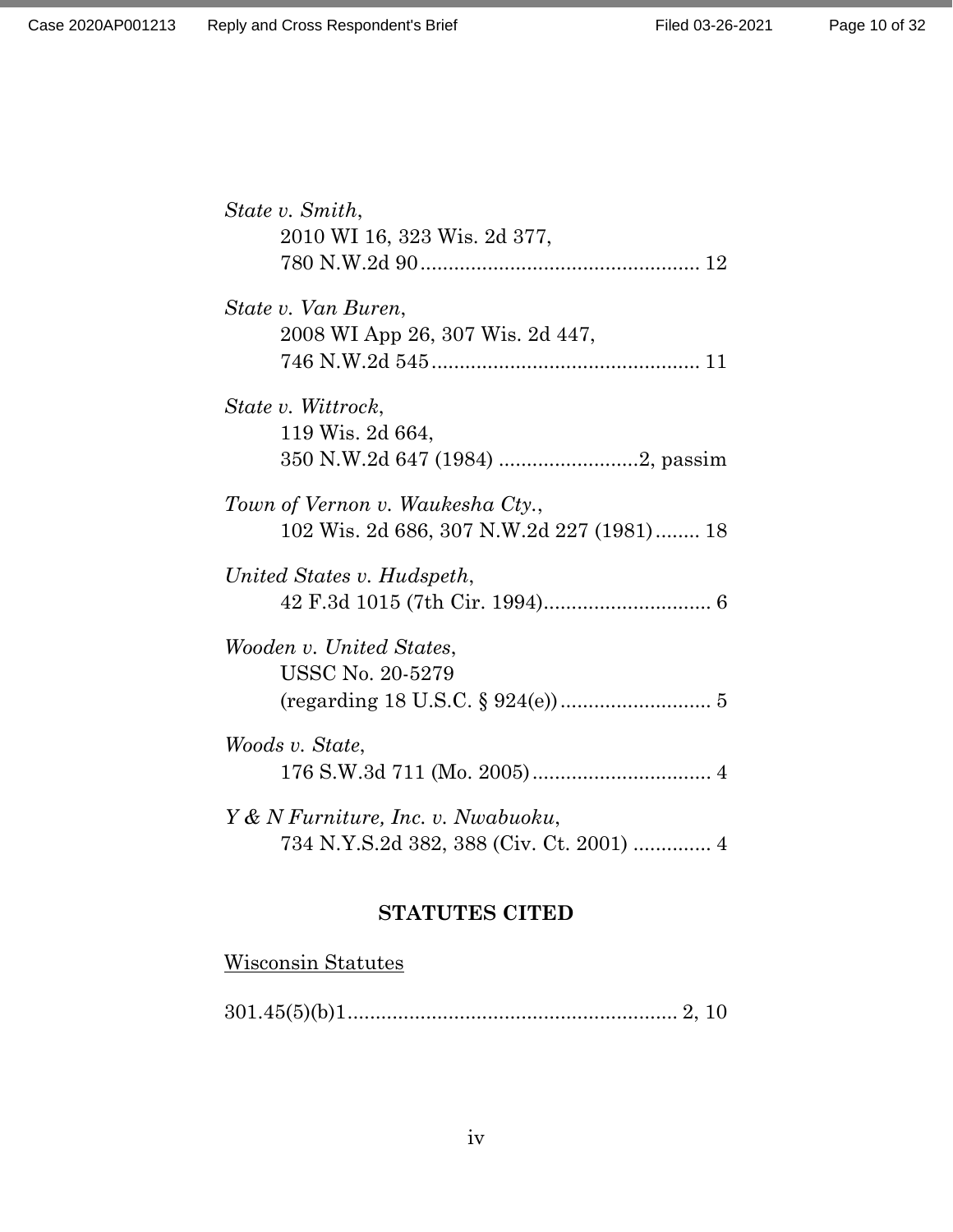*State v. Smith*,
2010 WI 16, 323 Wis. 2d 377,
780 N.W.2d 90 .................................................. 12

*State v. Van Buren*,
2008 WI App 26, 307 Wis. 2d 447,
746 N.W.2d 545 ................................................ 11

*State v. Wittrock*,
119 Wis. 2d 664,
350 N.W.2d 647 (1984) .........................2, passim

*Town of Vernon v. Waukesha Cty.*,
102 Wis. 2d 686, 307 N.W.2d 227 (1981) ........ 18

*United States v. Hudspeth*,
42 F.3d 1015 (7th Cir. 1994).............................. 6

*Wooden v. United States*,
USSC No. 20-5279
(regarding 18 U.S.C. § 924(e)) ........................... 5

*Woods v. State*,
176 S.W.3d 711 (Mo. 2005) ................................ 4

*Y & N Furniture, Inc. v. Nwabuoku*,
734 N.Y.S.2d 382, 388 (Civ. Ct. 2001) .............. 4

## STATUTES CITED

Wisconsin Statutes

301.45(5)(b)1 ........................................................... 2, 10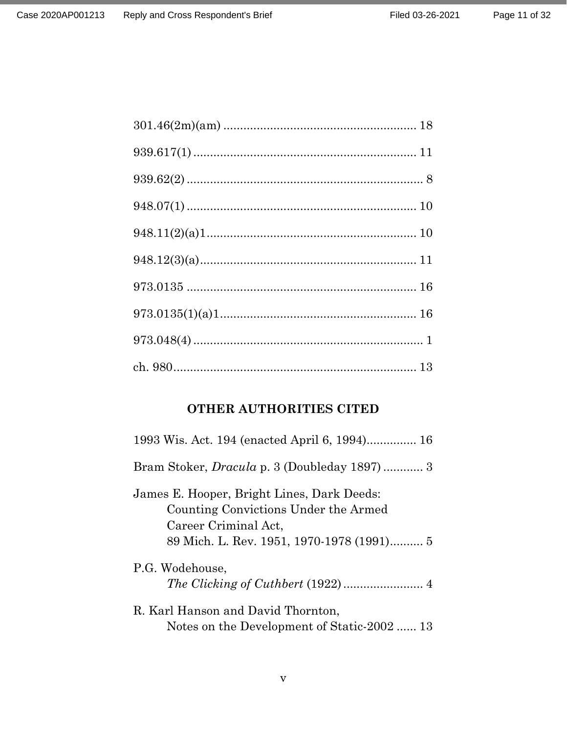301.46(2m)(am) .......................................................... 18

939.617(1) ................................................................... 11

939.62(2) ....................................................................... 8

948.07(1) ..................................................................... 10

948.11(2)(a)1 ............................................................... 10

948.12(3)(a) ................................................................. 11

973.0135 ..................................................................... 16

973.0135(1)(a)1 ........................................................... 16

973.048(4) ..................................................................... 1

ch. 980 ......................................................................... 13

## OTHER AUTHORITIES CITED

1993 Wis. Act. 194 (enacted April 6, 1994) ............... 16

Bram Stoker, *Dracula* p. 3 (Doubleday 1897) ............ 3

James E. Hooper, Bright Lines, Dark Deeds: Counting Convictions Under the Armed Career Criminal Act, 89 Mich. L. Rev. 1951, 1970-1978 (1991) .......... 5

P.G. Wodehouse, *The Clicking of Cuthbert* (1922) ........................ 4

R. Karl Hanson and David Thornton, Notes on the Development of Static-2002 ...... 13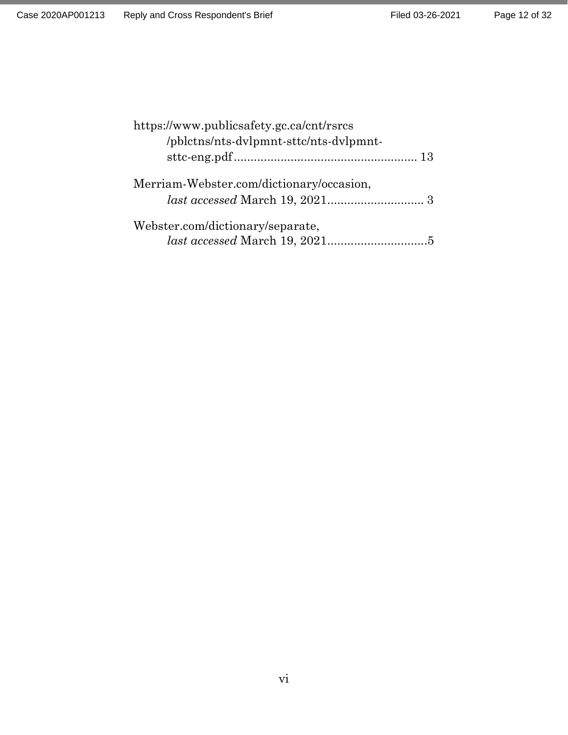https://www.publicsafety.gc.ca/cnt/rsrcs/pblctns/nts-dvlpmnt-sttc/nts-dvlpmnt-sttc-eng.pdf ....................................................... 13

Merriam-Webster.com/dictionary/occasion, *last accessed* March 19, 2021............................. 3

Webster.com/dictionary/separate, *last accessed* March 19, 2021..............................5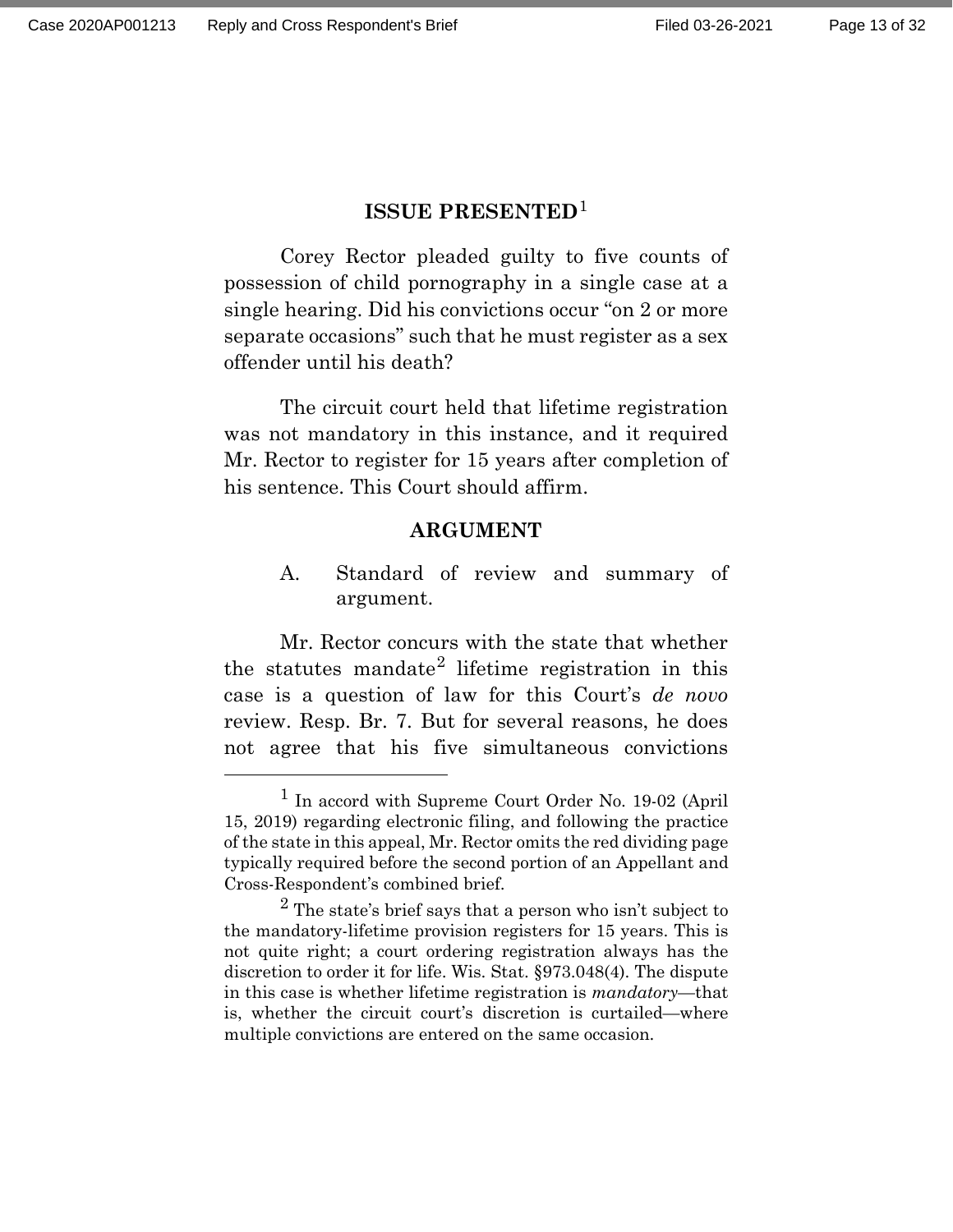## ISSUE PRESENTED[1]

Corey Rector pleaded guilty to five counts of possession of child pornography in a single case at a single hearing. Did his convictions occur "on 2 or more separate occasions" such that he must register as a sex offender until his death?

The circuit court held that lifetime registration was not mandatory in this instance, and it required Mr. Rector to register for 15 years after completion of his sentence. This Court should affirm.

## ARGUMENT

### A. Standard of review and summary of argument.

Mr. Rector concurs with the state that whether the statutes mandate[2] lifetime registration in this case is a question of law for this Court's *de novo* review. Resp. Br. 7. But for several reasons, he does not agree that his five simultaneous convictions

---

[1] In accord with Supreme Court Order No. 19-02 (April 15, 2019) regarding electronic filing, and following the practice of the state in this appeal, Mr. Rector omits the red dividing page typically required before the second portion of an Appellant and Cross-Respondent's combined brief.

[2] The state's brief says that a person who isn't subject to the mandatory-lifetime provision registers for 15 years. This is not quite right; a court ordering registration always has the discretion to order it for life. Wis. Stat. §973.048(4). The dispute in this case is whether lifetime registration is *mandatory*—that is, whether the circuit court's discretion is curtailed—where multiple convictions are entered on the same occasion.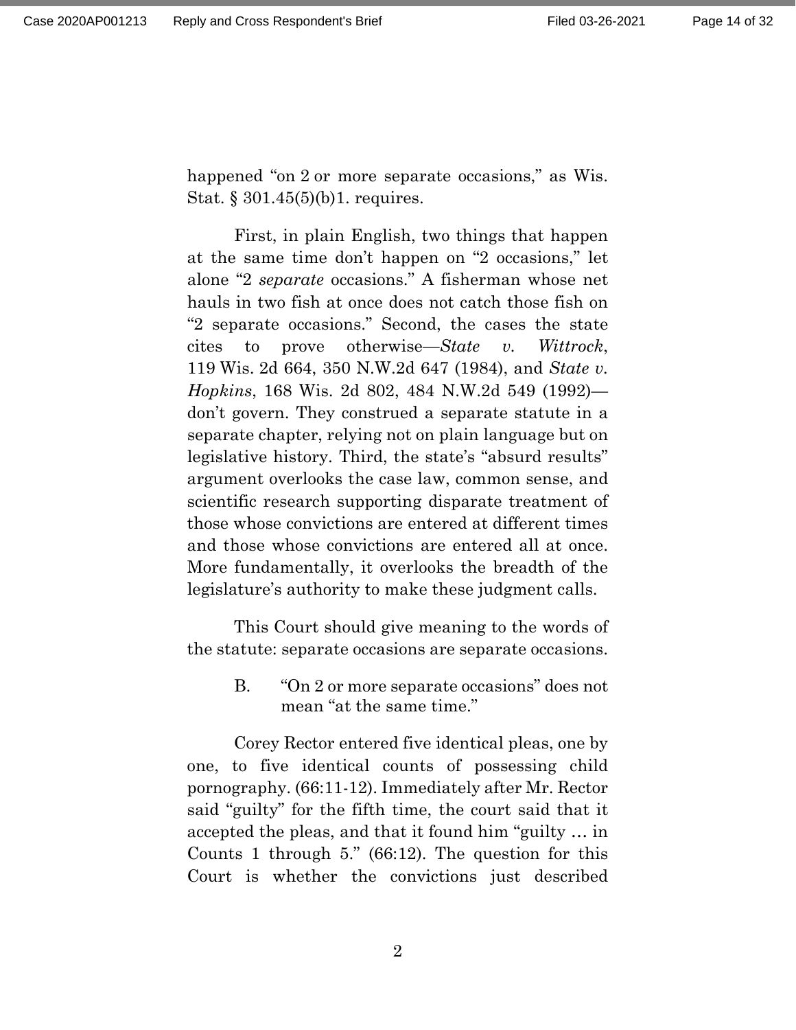happened "on 2 or more separate occasions," as Wis. Stat. § 301.45(5)(b)1. requires.

First, in plain English, two things that happen at the same time don't happen on "2 occasions," let alone "2 *separate* occasions." A fisherman whose net hauls in two fish at once does not catch those fish on "2 separate occasions." Second, the cases the state cites to prove otherwise—*State v. Wittrock*, 119 Wis. 2d 664, 350 N.W.2d 647 (1984), and *State v. Hopkins*, 168 Wis. 2d 802, 484 N.W.2d 549 (1992)—don't govern. They construed a separate statute in a separate chapter, relying not on plain language but on legislative history. Third, the state's "absurd results" argument overlooks the case law, common sense, and scientific research supporting disparate treatment of those whose convictions are entered at different times and those whose convictions are entered all at once. More fundamentally, it overlooks the breadth of the legislature's authority to make these judgment calls.

This Court should give meaning to the words of the statute: separate occasions are separate occasions.

### B. "On 2 or more separate occasions" does not mean "at the same time."

Corey Rector entered five identical pleas, one by one, to five identical counts of possessing child pornography. (66:11-12). Immediately after Mr. Rector said "guilty" for the fifth time, the court said that it accepted the pleas, and that it found him "guilty … in Counts 1 through 5." (66:12). The question for this Court is whether the convictions just described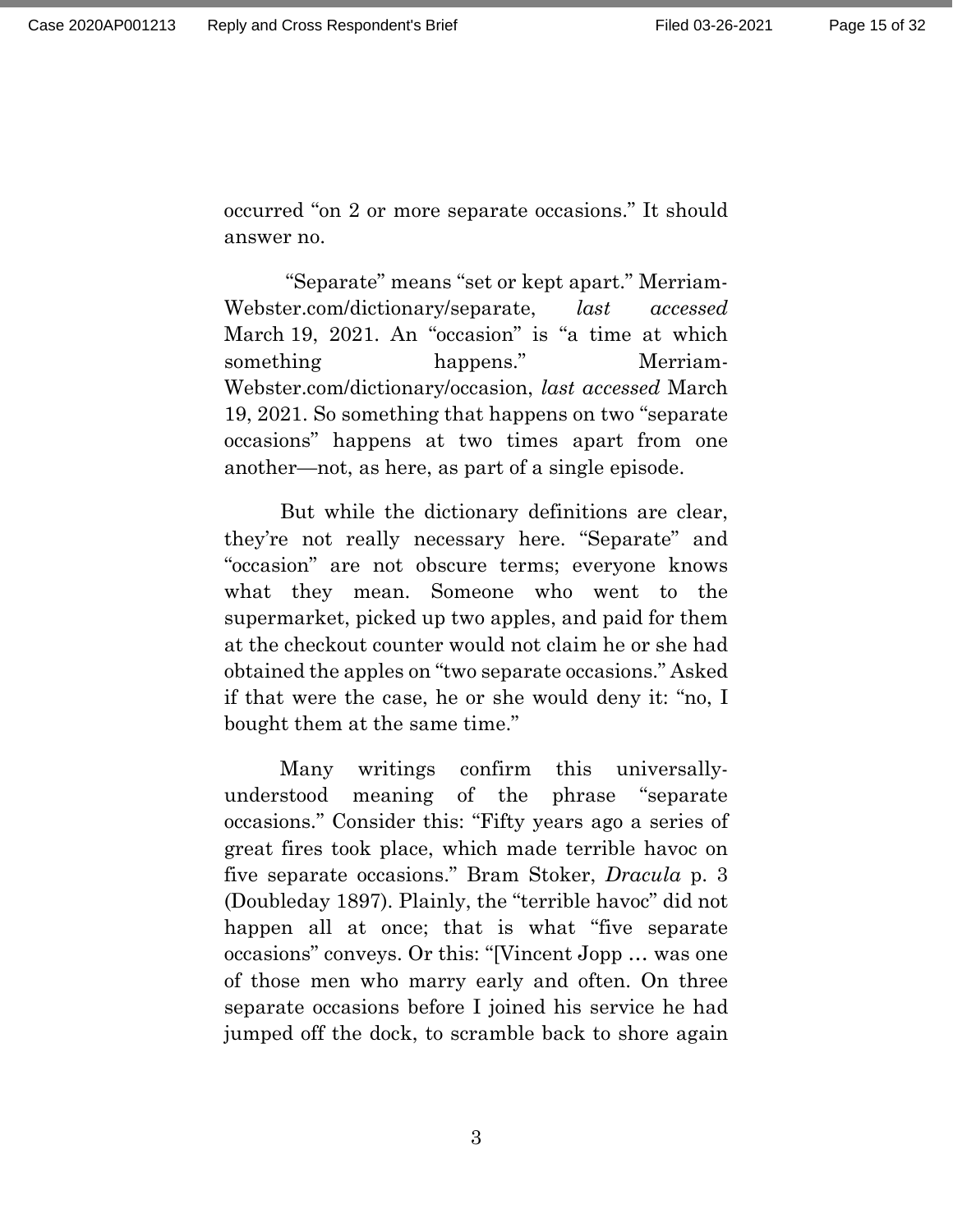occurred "on 2 or more separate occasions." It should answer no.

"Separate" means "set or kept apart." Merriam-Webster.com/dictionary/separate, *last accessed* March 19, 2021. An "occasion" is "a time at which something happens." Merriam-Webster.com/dictionary/occasion, *last accessed* March 19, 2021. So something that happens on two "separate occasions" happens at two times apart from one another—not, as here, as part of a single episode.

But while the dictionary definitions are clear, they're not really necessary here. "Separate" and "occasion" are not obscure terms; everyone knows what they mean. Someone who went to the supermarket, picked up two apples, and paid for them at the checkout counter would not claim he or she had obtained the apples on "two separate occasions." Asked if that were the case, he or she would deny it: "no, I bought them at the same time."

Many writings confirm this universally-understood meaning of the phrase "separate occasions." Consider this: "Fifty years ago a series of great fires took place, which made terrible havoc on five separate occasions." Bram Stoker, *Dracula* p. 3 (Doubleday 1897). Plainly, the "terrible havoc" did not happen all at once; that is what "five separate occasions" conveys. Or this: "[Vincent Jopp … was one of those men who marry early and often. On three separate occasions before I joined his service he had jumped off the dock, to scramble back to shore again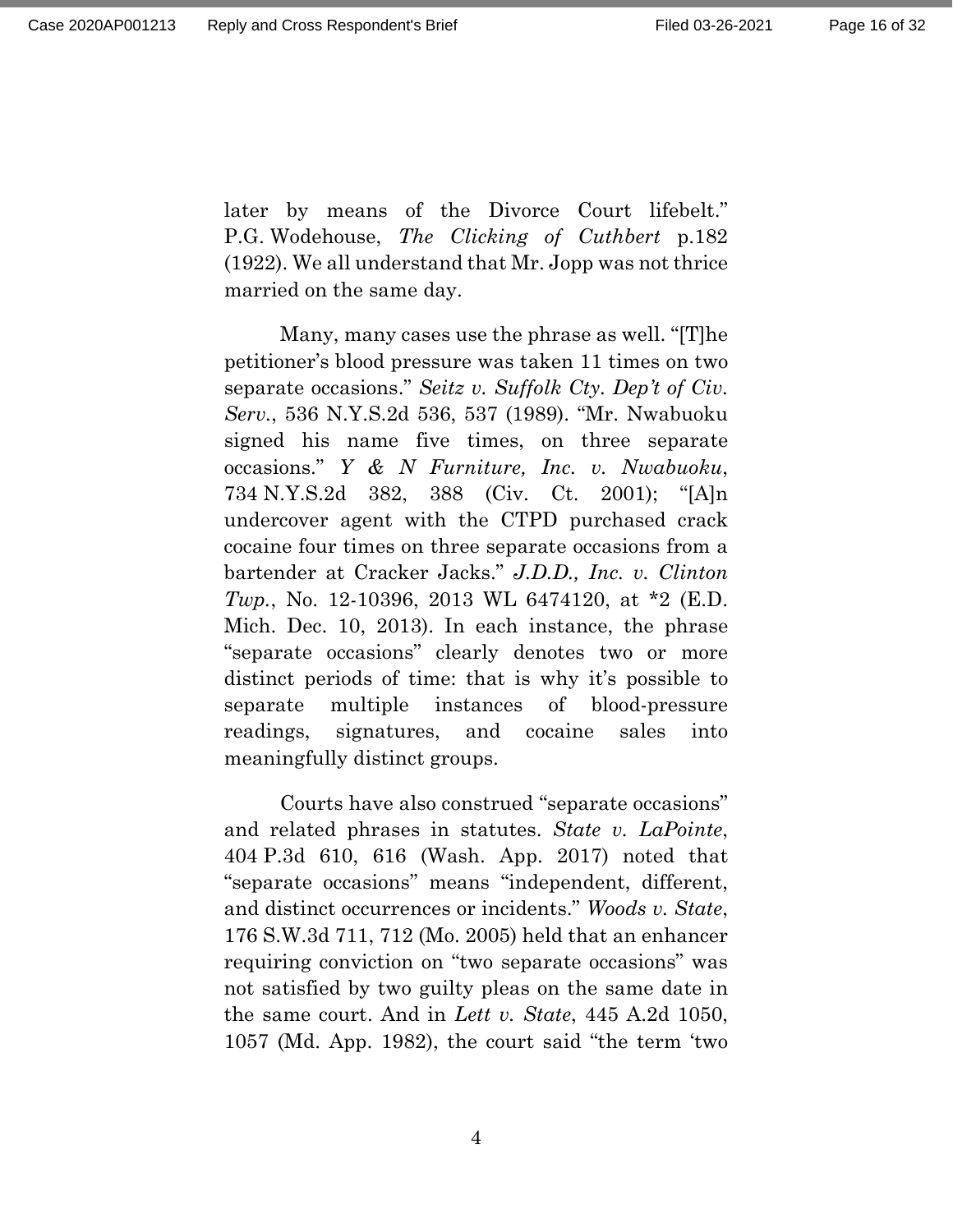later by means of the Divorce Court lifebelt." P.G. Wodehouse, *The Clicking of Cuthbert* p.182 (1922). We all understand that Mr. Jopp was not thrice married on the same day.

Many, many cases use the phrase as well. "[T]he petitioner's blood pressure was taken 11 times on two separate occasions." *Seitz v. Suffolk Cty. Dep't of Civ. Serv.*, 536 N.Y.S.2d 536, 537 (1989). "Mr. Nwabuoku signed his name five times, on three separate occasions." *Y & N Furniture, Inc. v. Nwabuoku*, 734 N.Y.S.2d 382, 388 (Civ. Ct. 2001); "[A]n undercover agent with the CTPD purchased crack cocaine four times on three separate occasions from a bartender at Cracker Jacks." *J.D.D., Inc. v. Clinton Twp.*, No. 12-10396, 2013 WL 6474120, at *2 (E.D. Mich. Dec. 10, 2013). In each instance, the phrase "separate occasions" clearly denotes two or more distinct periods of time: that is why it's possible to separate multiple instances of blood-pressure readings, signatures, and cocaine sales into meaningfully distinct groups.

Courts have also construed "separate occasions" and related phrases in statutes. *State v. LaPointe*, 404 P.3d 610, 616 (Wash. App. 2017) noted that "separate occasions" means "independent, different, and distinct occurrences or incidents." *Woods v. State*, 176 S.W.3d 711, 712 (Mo. 2005) held that an enhancer requiring conviction on "two separate occasions" was not satisfied by two guilty pleas on the same date in the same court. And in *Lett v. State*, 445 A.2d 1050, 1057 (Md. App. 1982), the court said "the term 'two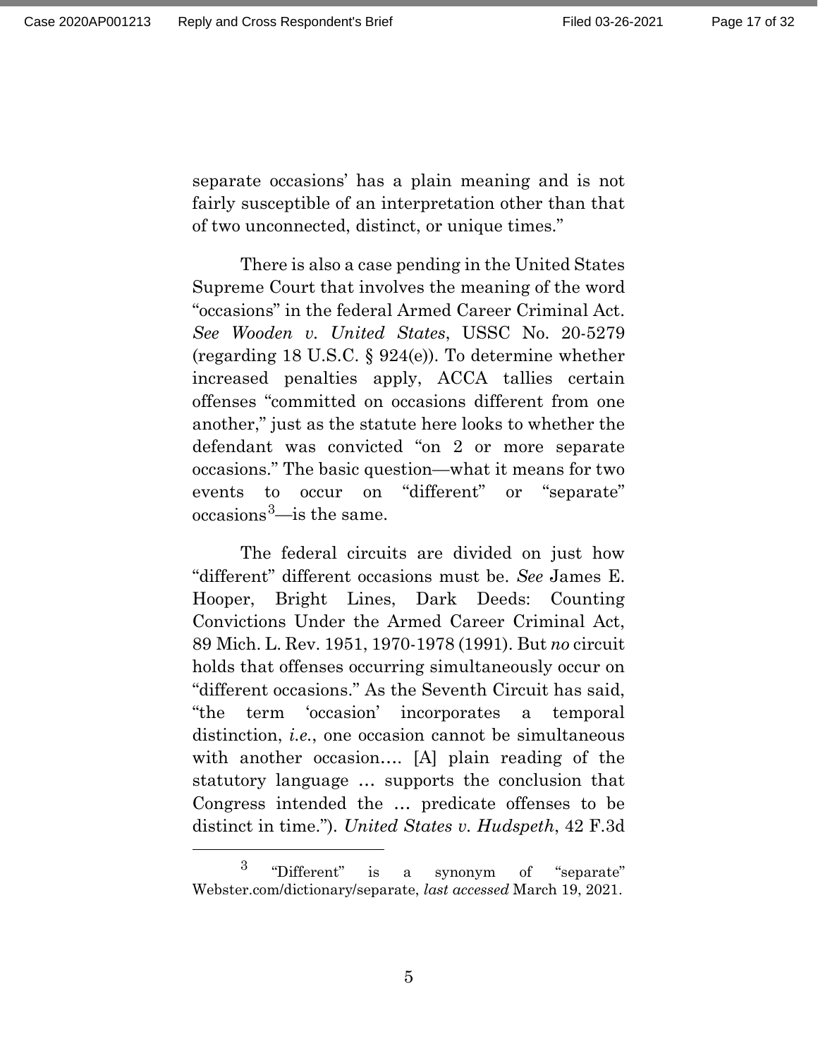separate occasions' has a plain meaning and is not fairly susceptible of an interpretation other than that of two unconnected, distinct, or unique times."

There is also a case pending in the United States Supreme Court that involves the meaning of the word "occasions" in the federal Armed Career Criminal Act. *See Wooden v. United States*, USSC No. 20-5279 (regarding 18 U.S.C. § 924(e)). To determine whether increased penalties apply, ACCA tallies certain offenses "committed on occasions different from one another," just as the statute here looks to whether the defendant was convicted "on 2 or more separate occasions." The basic question—what it means for two events to occur on "different" or "separate" occasions[3]—is the same.

The federal circuits are divided on just how "different" different occasions must be. *See* James E. Hooper, Bright Lines, Dark Deeds: Counting Convictions Under the Armed Career Criminal Act, 89 Mich. L. Rev. 1951, 1970-1978 (1991). But *no* circuit holds that offenses occurring simultaneously occur on "different occasions." As the Seventh Circuit has said, "the term 'occasion' incorporates a temporal distinction, *i.e.*, one occasion cannot be simultaneous with another occasion…. [A] plain reading of the statutory language … supports the conclusion that Congress intended the … predicate offenses to be distinct in time."). *United States v. Hudspeth*, 42 F.3d

---

[3] "Different" is a synonym of "separate" Webster.com/dictionary/separate, *last accessed* March 19, 2021.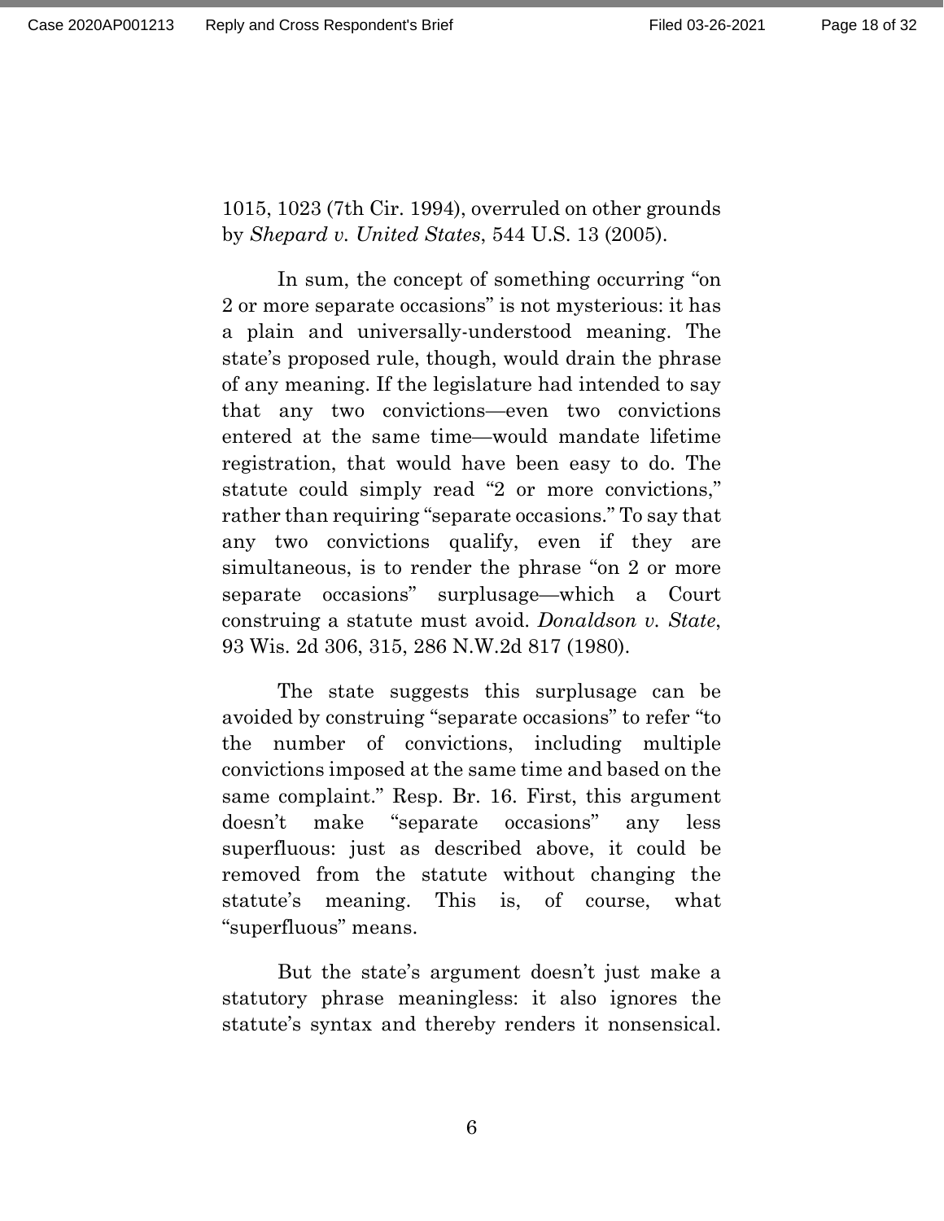1015, 1023 (7th Cir. 1994), overruled on other grounds by *Shepard v. United States*, 544 U.S. 13 (2005).

In sum, the concept of something occurring "on 2 or more separate occasions" is not mysterious: it has a plain and universally-understood meaning. The state's proposed rule, though, would drain the phrase of any meaning. If the legislature had intended to say that any two convictions—even two convictions entered at the same time—would mandate lifetime registration, that would have been easy to do. The statute could simply read "2 or more convictions," rather than requiring "separate occasions." To say that any two convictions qualify, even if they are simultaneous, is to render the phrase "on 2 or more separate occasions" surplusage—which a Court construing a statute must avoid. *Donaldson v. State*, 93 Wis. 2d 306, 315, 286 N.W.2d 817 (1980).

The state suggests this surplusage can be avoided by construing "separate occasions" to refer "to the number of convictions, including multiple convictions imposed at the same time and based on the same complaint." Resp. Br. 16. First, this argument doesn't make "separate occasions" any less superfluous: just as described above, it could be removed from the statute without changing the statute's meaning. This is, of course, what "superfluous" means.

But the state's argument doesn't just make a statutory phrase meaningless: it also ignores the statute's syntax and thereby renders it nonsensical.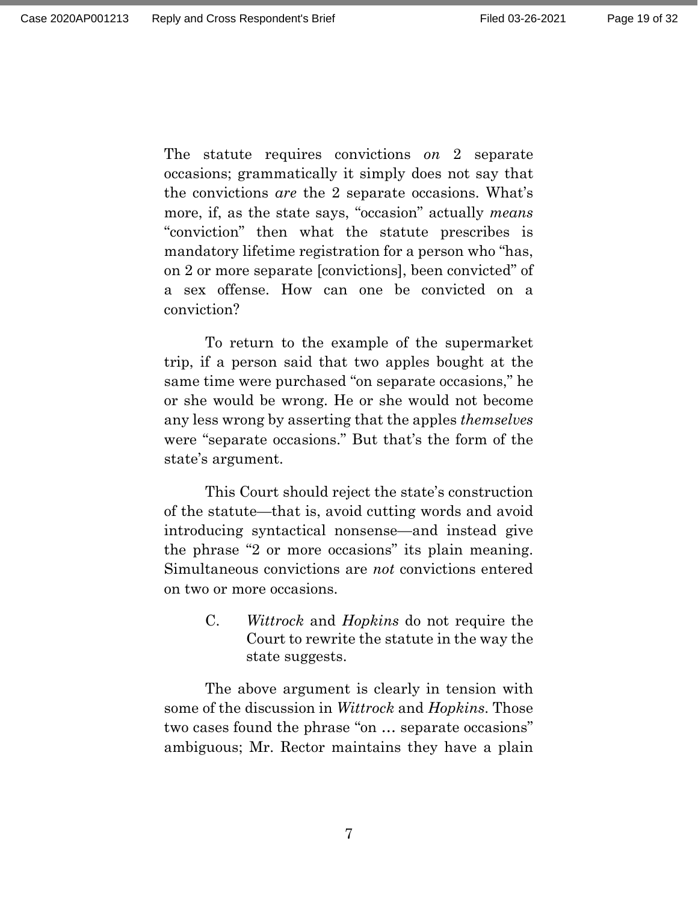The statute requires convictions *on* 2 separate occasions; grammatically it simply does not say that the convictions *are* the 2 separate occasions. What's more, if, as the state says, "occasion" actually *means* "conviction" then what the statute prescribes is mandatory lifetime registration for a person who "has, on 2 or more separate [convictions], been convicted" of a sex offense. How can one be convicted on a conviction?

To return to the example of the supermarket trip, if a person said that two apples bought at the same time were purchased "on separate occasions," he or she would be wrong. He or she would not become any less wrong by asserting that the apples *themselves* were "separate occasions." But that's the form of the state's argument.

This Court should reject the state's construction of the statute—that is, avoid cutting words and avoid introducing syntactical nonsense—and instead give the phrase "2 or more occasions" its plain meaning. Simultaneous convictions are *not* convictions entered on two or more occasions.

### C. *Wittrock* and *Hopkins* do not require the Court to rewrite the statute in the way the state suggests.

The above argument is clearly in tension with some of the discussion in *Wittrock* and *Hopkins*. Those two cases found the phrase "on … separate occasions" ambiguous; Mr. Rector maintains they have a plain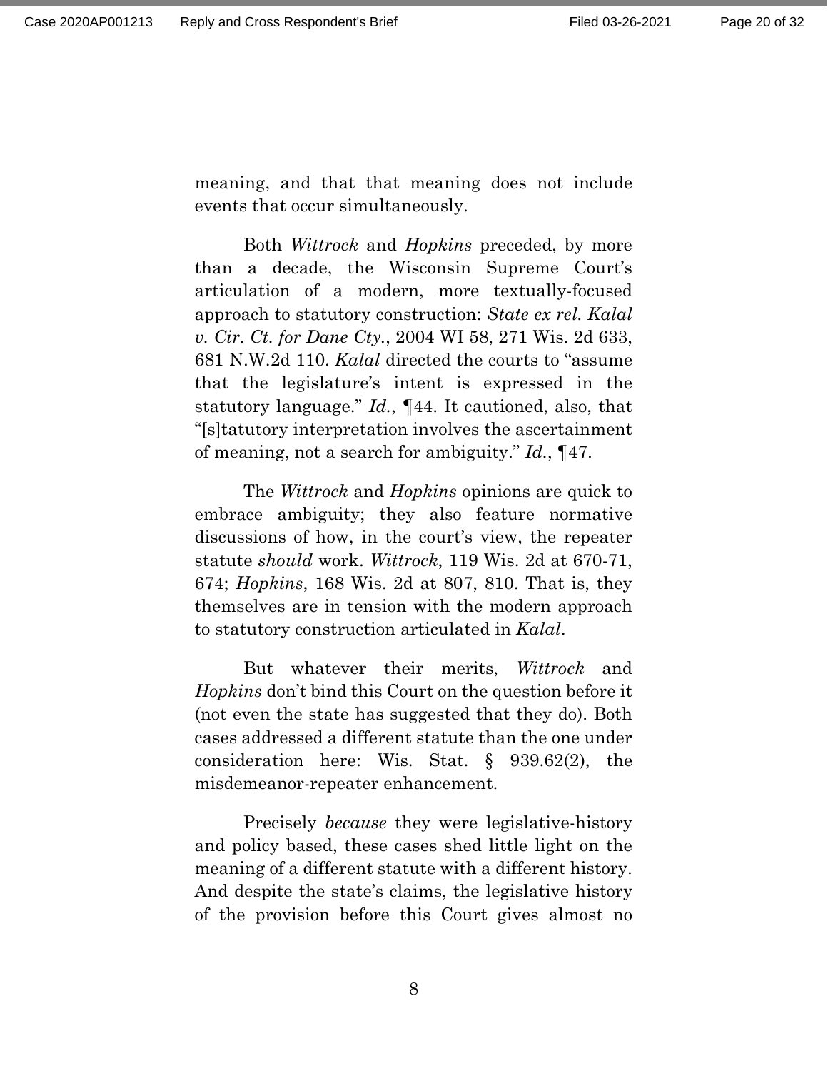meaning, and that that meaning does not include events that occur simultaneously.

Both *Wittrock* and *Hopkins* preceded, by more than a decade, the Wisconsin Supreme Court's articulation of a modern, more textually-focused approach to statutory construction: *State ex rel. Kalal v. Cir. Ct. for Dane Cty.*, 2004 WI 58, 271 Wis. 2d 633, 681 N.W.2d 110. *Kalal* directed the courts to "assume that the legislature's intent is expressed in the statutory language." *Id.*, ¶44. It cautioned, also, that "[s]tatutory interpretation involves the ascertainment of meaning, not a search for ambiguity." *Id.*, ¶47.

The *Wittrock* and *Hopkins* opinions are quick to embrace ambiguity; they also feature normative discussions of how, in the court's view, the repeater statute *should* work. *Wittrock*, 119 Wis. 2d at 670-71, 674; *Hopkins*, 168 Wis. 2d at 807, 810. That is, they themselves are in tension with the modern approach to statutory construction articulated in *Kalal*.

But whatever their merits, *Wittrock* and *Hopkins* don't bind this Court on the question before it (not even the state has suggested that they do). Both cases addressed a different statute than the one under consideration here: Wis. Stat. § 939.62(2), the misdemeanor-repeater enhancement.

Precisely *because* they were legislative-history and policy based, these cases shed little light on the meaning of a different statute with a different history. And despite the state's claims, the legislative history of the provision before this Court gives almost no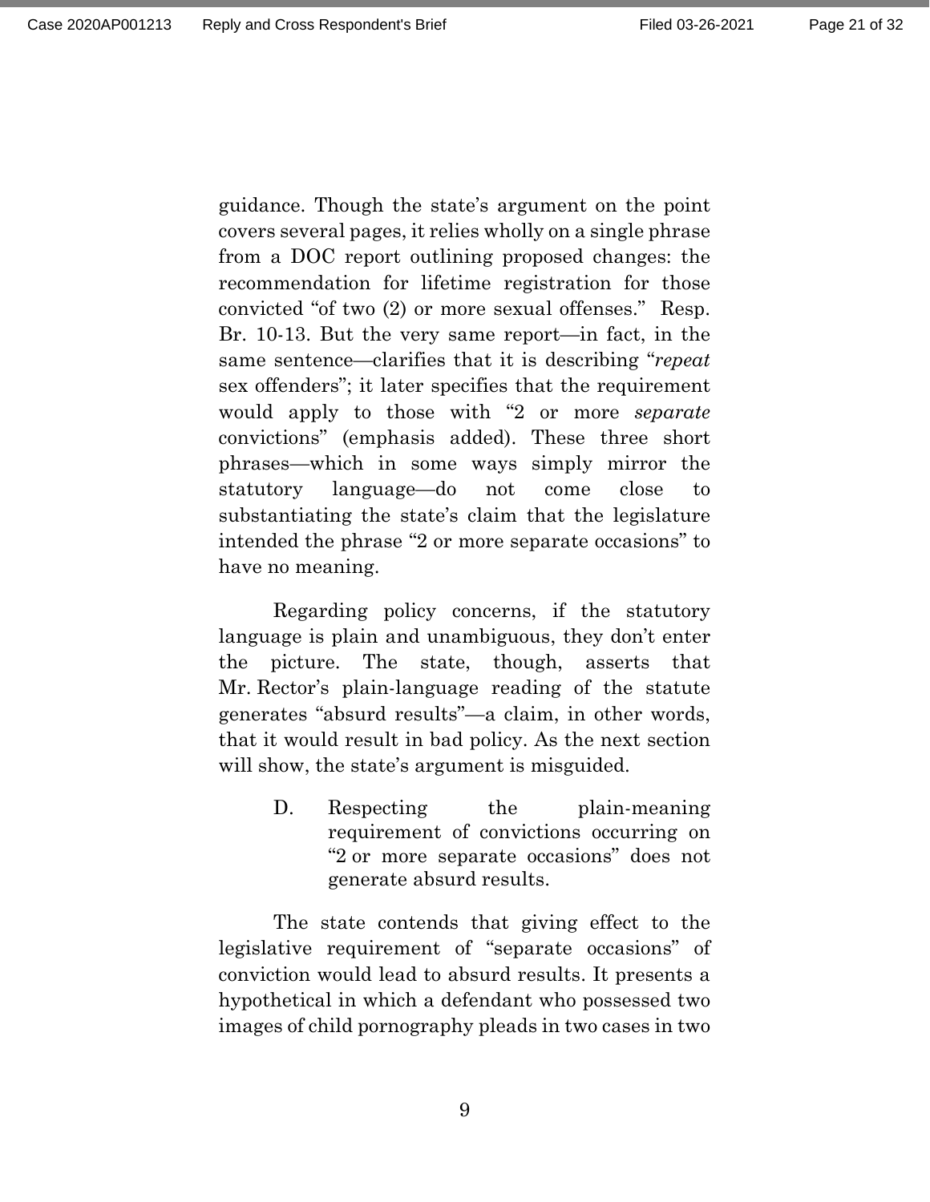guidance. Though the state's argument on the point covers several pages, it relies wholly on a single phrase from a DOC report outlining proposed changes: the recommendation for lifetime registration for those convicted "of two (2) or more sexual offenses." Resp. Br. 10-13. But the very same report—in fact, in the same sentence—clarifies that it is describing "*repeat* sex offenders"; it later specifies that the requirement would apply to those with "2 or more *separate* convictions" (emphasis added). These three short phrases—which in some ways simply mirror the statutory language—do not come close to substantiating the state's claim that the legislature intended the phrase "2 or more separate occasions" to have no meaning.

Regarding policy concerns, if the statutory language is plain and unambiguous, they don't enter the picture. The state, though, asserts that Mr. Rector's plain-language reading of the statute generates "absurd results"—a claim, in other words, that it would result in bad policy. As the next section will show, the state's argument is misguided.

### D. Respecting the plain-meaning requirement of convictions occurring on "2 or more separate occasions" does not generate absurd results.

The state contends that giving effect to the legislative requirement of "separate occasions" of conviction would lead to absurd results. It presents a hypothetical in which a defendant who possessed two images of child pornography pleads in two cases in two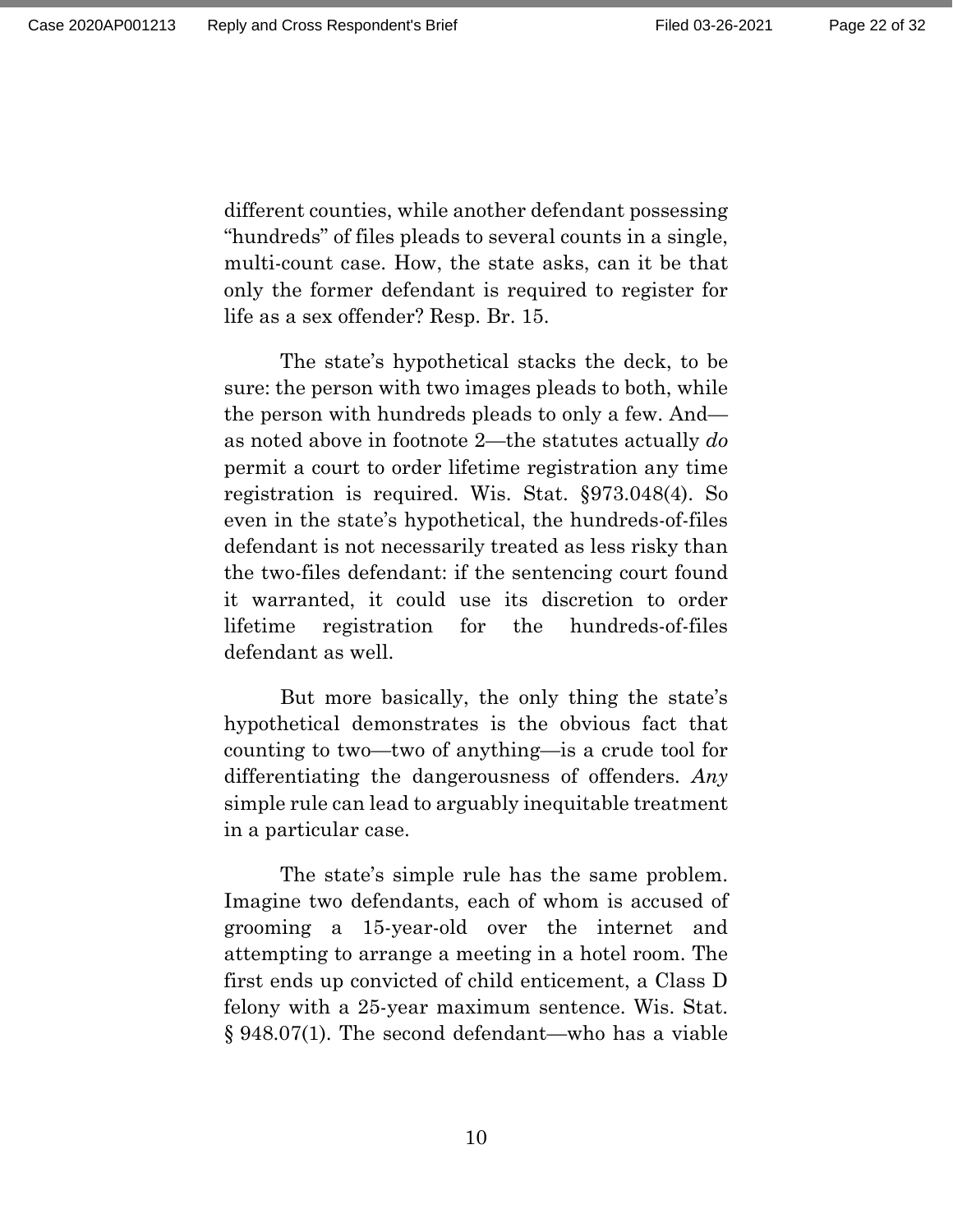different counties, while another defendant possessing “hundreds” of files pleads to several counts in a single, multi-count case. How, the state asks, can it be that only the former defendant is required to register for life as a sex offender? Resp. Br. 15.

The state’s hypothetical stacks the deck, to be sure: the person with two images pleads to both, while the person with hundreds pleads to only a few. And—as noted above in footnote 2—the statutes actually *do* permit a court to order lifetime registration any time registration is required. Wis. Stat. §973.048(4). So even in the state’s hypothetical, the hundreds-of-files defendant is not necessarily treated as less risky than the two-files defendant: if the sentencing court found it warranted, it could use its discretion to order lifetime registration for the hundreds-of-files defendant as well.

But more basically, the only thing the state’s hypothetical demonstrates is the obvious fact that counting to two—two of anything—is a crude tool for differentiating the dangerousness of offenders. *Any* simple rule can lead to arguably inequitable treatment in a particular case.

The state’s simple rule has the same problem. Imagine two defendants, each of whom is accused of grooming a 15-year-old over the internet and attempting to arrange a meeting in a hotel room. The first ends up convicted of child enticement, a Class D felony with a 25-year maximum sentence. Wis. Stat. § 948.07(1). The second defendant—who has a viable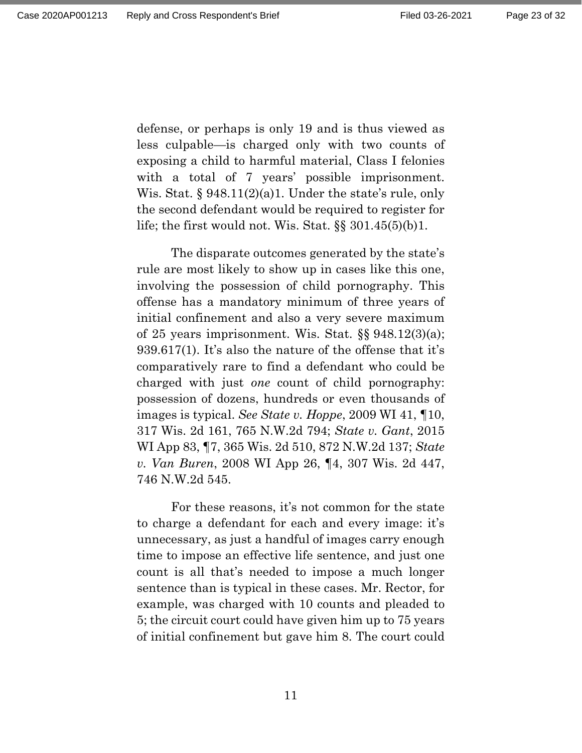defense, or perhaps is only 19 and is thus viewed as less culpable—is charged only with two counts of exposing a child to harmful material, Class I felonies with a total of 7 years' possible imprisonment. Wis. Stat. § 948.11(2)(a)1. Under the state's rule, only the second defendant would be required to register for life; the first would not. Wis. Stat. §§ 301.45(5)(b)1.

The disparate outcomes generated by the state's rule are most likely to show up in cases like this one, involving the possession of child pornography. This offense has a mandatory minimum of three years of initial confinement and also a very severe maximum of 25 years imprisonment. Wis. Stat. §§ 948.12(3)(a); 939.617(1). It's also the nature of the offense that it's comparatively rare to find a defendant who could be charged with just *one* count of child pornography: possession of dozens, hundreds or even thousands of images is typical. *See State v. Hoppe*, 2009 WI 41, ¶10, 317 Wis. 2d 161, 765 N.W.2d 794; *State v. Gant*, 2015 WI App 83, ¶7, 365 Wis. 2d 510, 872 N.W.2d 137; *State v. Van Buren*, 2008 WI App 26, ¶4, 307 Wis. 2d 447, 746 N.W.2d 545.

For these reasons, it's not common for the state to charge a defendant for each and every image: it's unnecessary, as just a handful of images carry enough time to impose an effective life sentence, and just one count is all that's needed to impose a much longer sentence than is typical in these cases. Mr. Rector, for example, was charged with 10 counts and pleaded to 5; the circuit court could have given him up to 75 years of initial confinement but gave him 8. The court could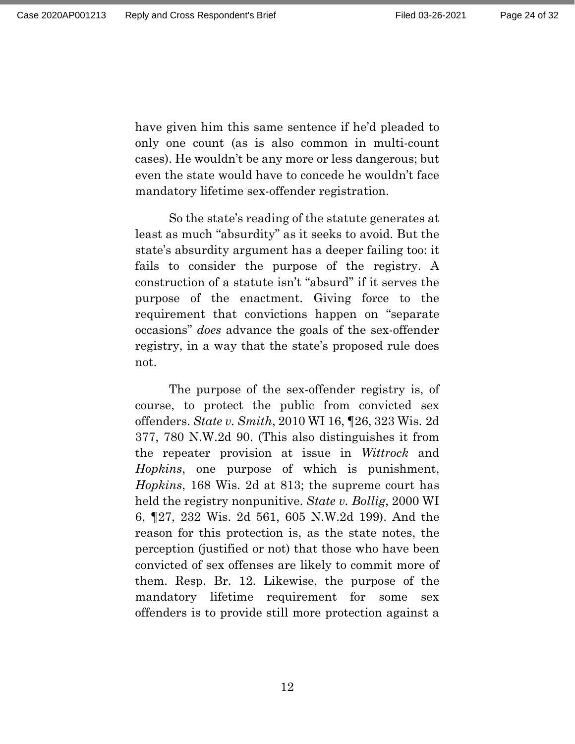have given him this same sentence if he'd pleaded to only one count (as is also common in multi-count cases). He wouldn't be any more or less dangerous; but even the state would have to concede he wouldn't face mandatory lifetime sex-offender registration.

So the state's reading of the statute generates at least as much "absurdity" as it seeks to avoid. But the state's absurdity argument has a deeper failing too: it fails to consider the purpose of the registry. A construction of a statute isn't "absurd" if it serves the purpose of the enactment. Giving force to the requirement that convictions happen on "separate occasions" *does* advance the goals of the sex-offender registry, in a way that the state's proposed rule does not.

The purpose of the sex-offender registry is, of course, to protect the public from convicted sex offenders. *State v. Smith*, 2010 WI 16, ¶26, 323 Wis. 2d 377, 780 N.W.2d 90. (This also distinguishes it from the repeater provision at issue in *Wittrock* and *Hopkins*, one purpose of which is punishment, *Hopkins*, 168 Wis. 2d at 813; the supreme court has held the registry nonpunitive. *State v. Bollig*, 2000 WI 6, ¶27, 232 Wis. 2d 561, 605 N.W.2d 199). And the reason for this protection is, as the state notes, the perception (justified or not) that those who have been convicted of sex offenses are likely to commit more of them. Resp. Br. 12. Likewise, the purpose of the mandatory lifetime requirement for some sex offenders is to provide still more protection against a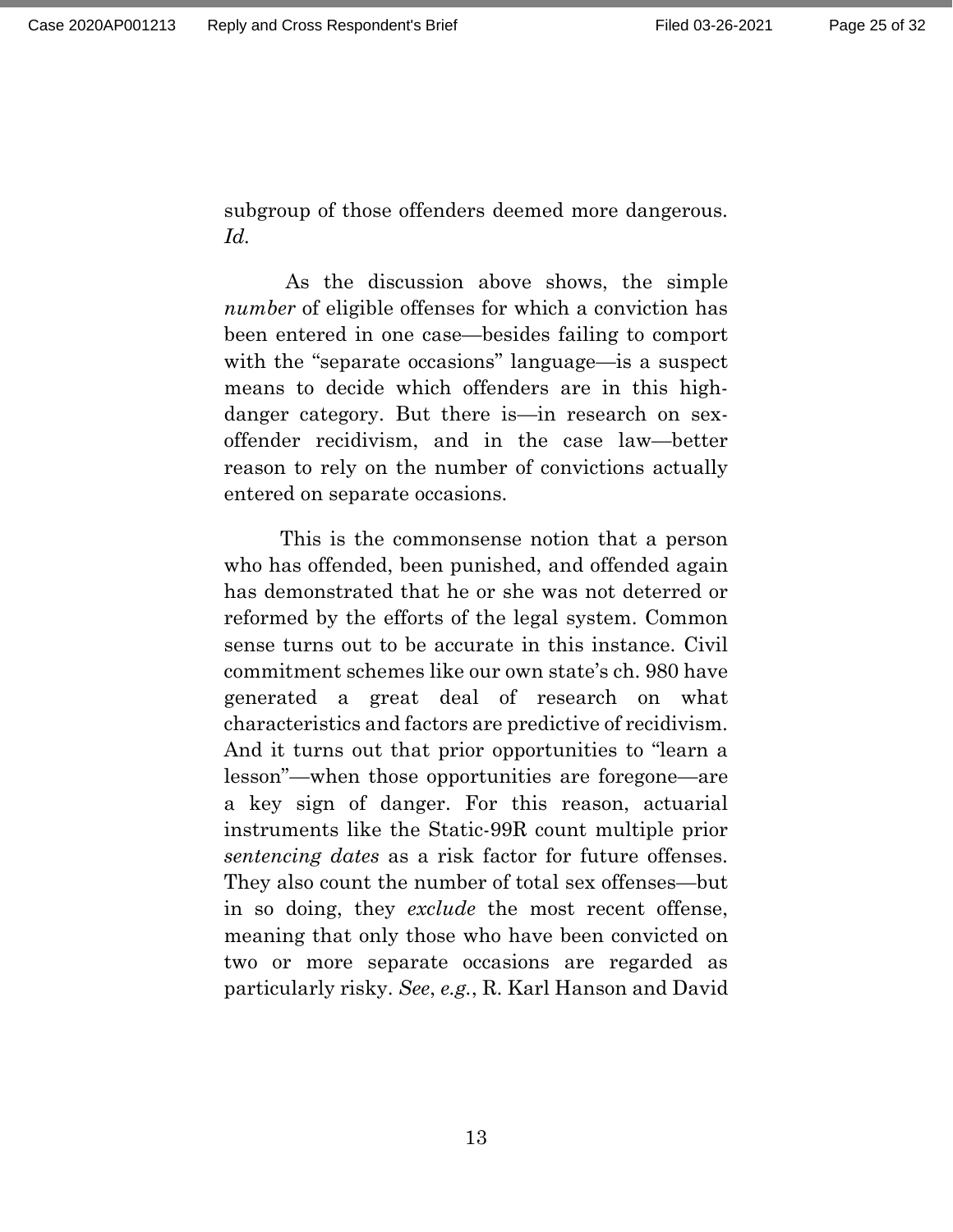subgroup of those offenders deemed more dangerous. *Id.*

As the discussion above shows, the simple *number* of eligible offenses for which a conviction has been entered in one case—besides failing to comport with the "separate occasions" language—is a suspect means to decide which offenders are in this high-danger category. But there is—in research on sex-offender recidivism, and in the case law—better reason to rely on the number of convictions actually entered on separate occasions.

This is the commonsense notion that a person who has offended, been punished, and offended again has demonstrated that he or she was not deterred or reformed by the efforts of the legal system. Common sense turns out to be accurate in this instance. Civil commitment schemes like our own state's ch. 980 have generated a great deal of research on what characteristics and factors are predictive of recidivism. And it turns out that prior opportunities to "learn a lesson"—when those opportunities are foregone—are a key sign of danger. For this reason, actuarial instruments like the Static-99R count multiple prior *sentencing dates* as a risk factor for future offenses. They also count the number of total sex offenses—but in so doing, they *exclude* the most recent offense, meaning that only those who have been convicted on two or more separate occasions are regarded as particularly risky. *See*, *e.g.*, R. Karl Hanson and David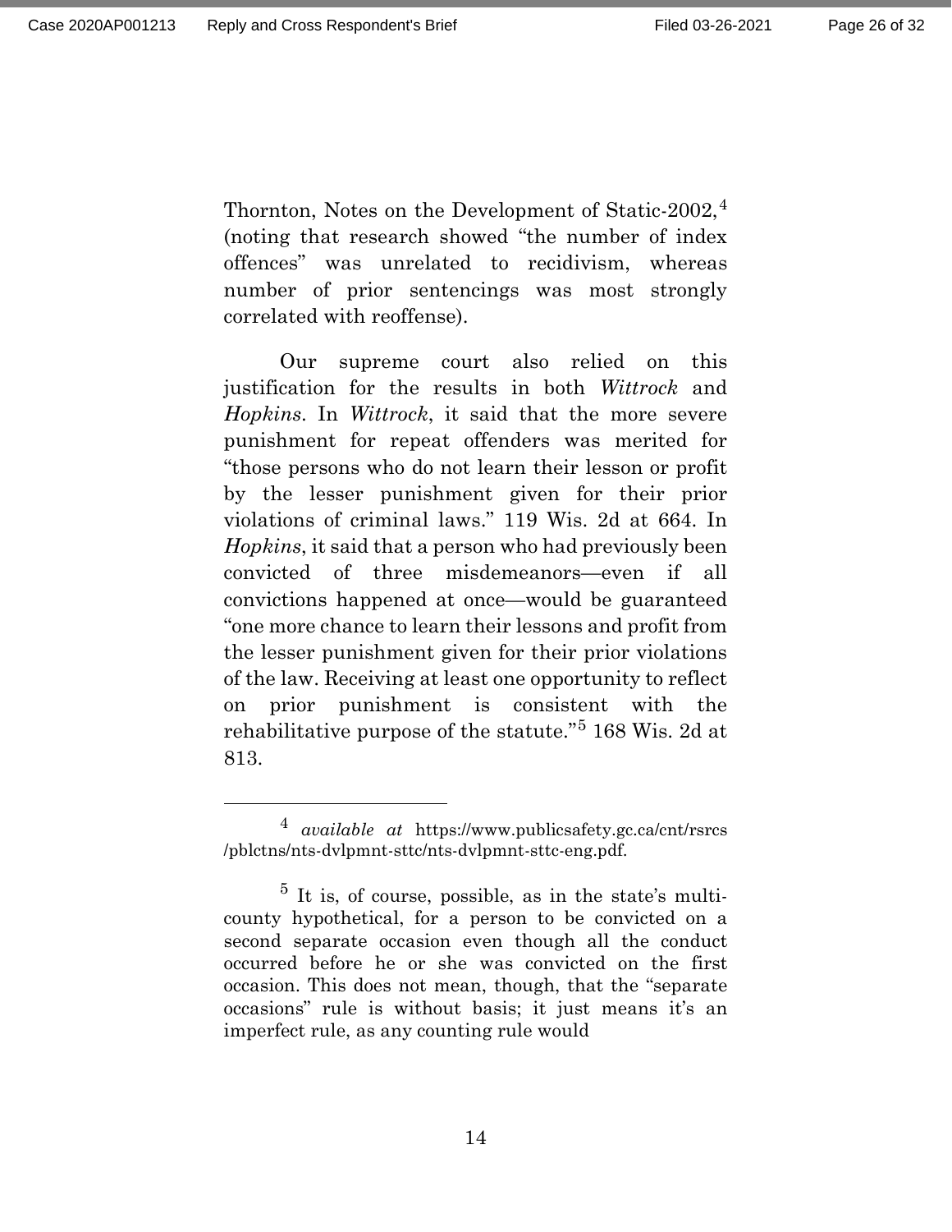Thornton, Notes on the Development of Static-2002,[4] (noting that research showed "the number of index offences" was unrelated to recidivism, whereas number of prior sentencings was most strongly correlated with reoffense).

Our supreme court also relied on this justification for the results in both *Wittrock* and *Hopkins*. In *Wittrock*, it said that the more severe punishment for repeat offenders was merited for "those persons who do not learn their lesson or profit by the lesser punishment given for their prior violations of criminal laws." 119 Wis. 2d at 664. In *Hopkins*, it said that a person who had previously been convicted of three misdemeanors—even if all convictions happened at once—would be guaranteed "one more chance to learn their lessons and profit from the lesser punishment given for their prior violations of the law. Receiving at least one opportunity to reflect on prior punishment is consistent with the rehabilitative purpose of the statute."[5] 168 Wis. 2d at 813.

---

[4] *available at* https://www.publicsafety.gc.ca/cnt/rsrcs/pblctns/nts-dvlpmnt-sttc/nts-dvlpmnt-sttc-eng.pdf.

[5] It is, of course, possible, as in the state's multi-county hypothetical, for a person to be convicted on a second separate occasion even though all the conduct occurred before he or she was convicted on the first occasion. This does not mean, though, that the "separate occasions" rule is without basis; it just means it's an imperfect rule, as any counting rule would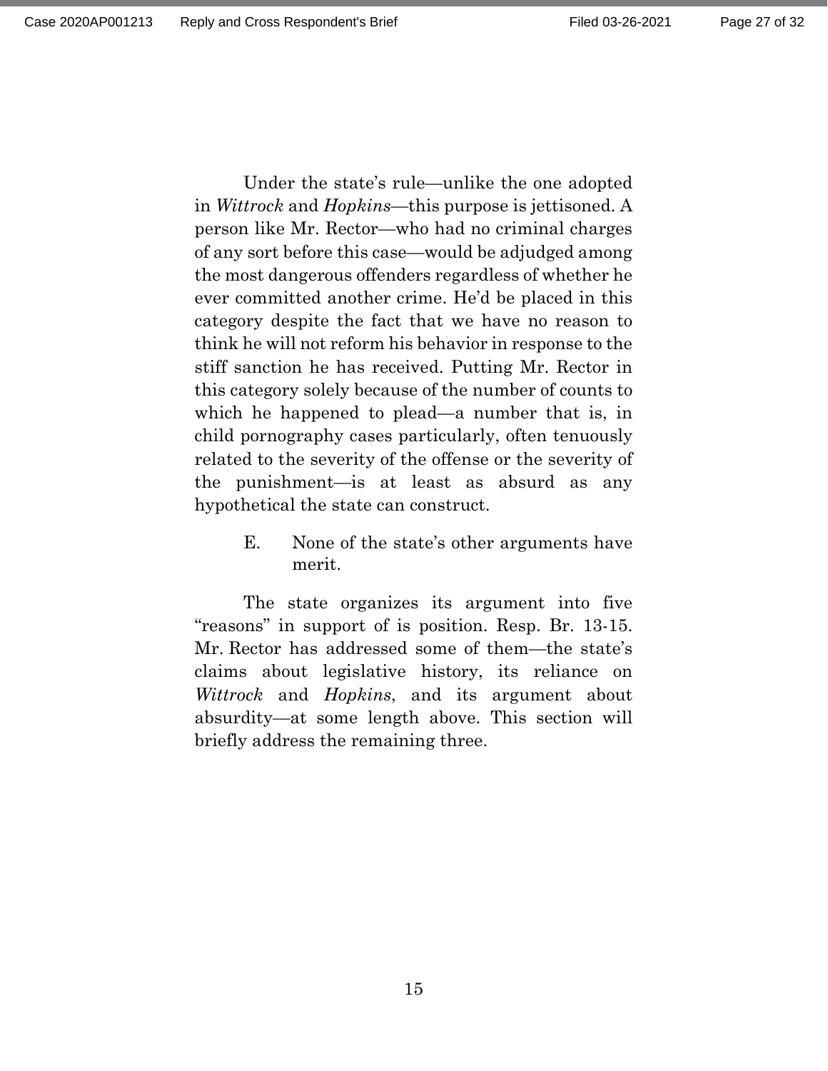Under the state's rule—unlike the one adopted in *Wittrock* and *Hopkins*—this purpose is jettisoned. A person like Mr. Rector—who had no criminal charges of any sort before this case—would be adjudged among the most dangerous offenders regardless of whether he ever committed another crime. He'd be placed in this category despite the fact that we have no reason to think he will not reform his behavior in response to the stiff sanction he has received. Putting Mr. Rector in this category solely because of the number of counts to which he happened to plead—a number that is, in child pornography cases particularly, often tenuously related to the severity of the offense or the severity of the punishment—is at least as absurd as any hypothetical the state can construct.

### E. None of the state's other arguments have merit.

The state organizes its argument into five "reasons" in support of is position. Resp. Br. 13-15. Mr. Rector has addressed some of them—the state's claims about legislative history, its reliance on *Wittrock* and *Hopkins*, and its argument about absurdity—at some length above. This section will briefly address the remaining three.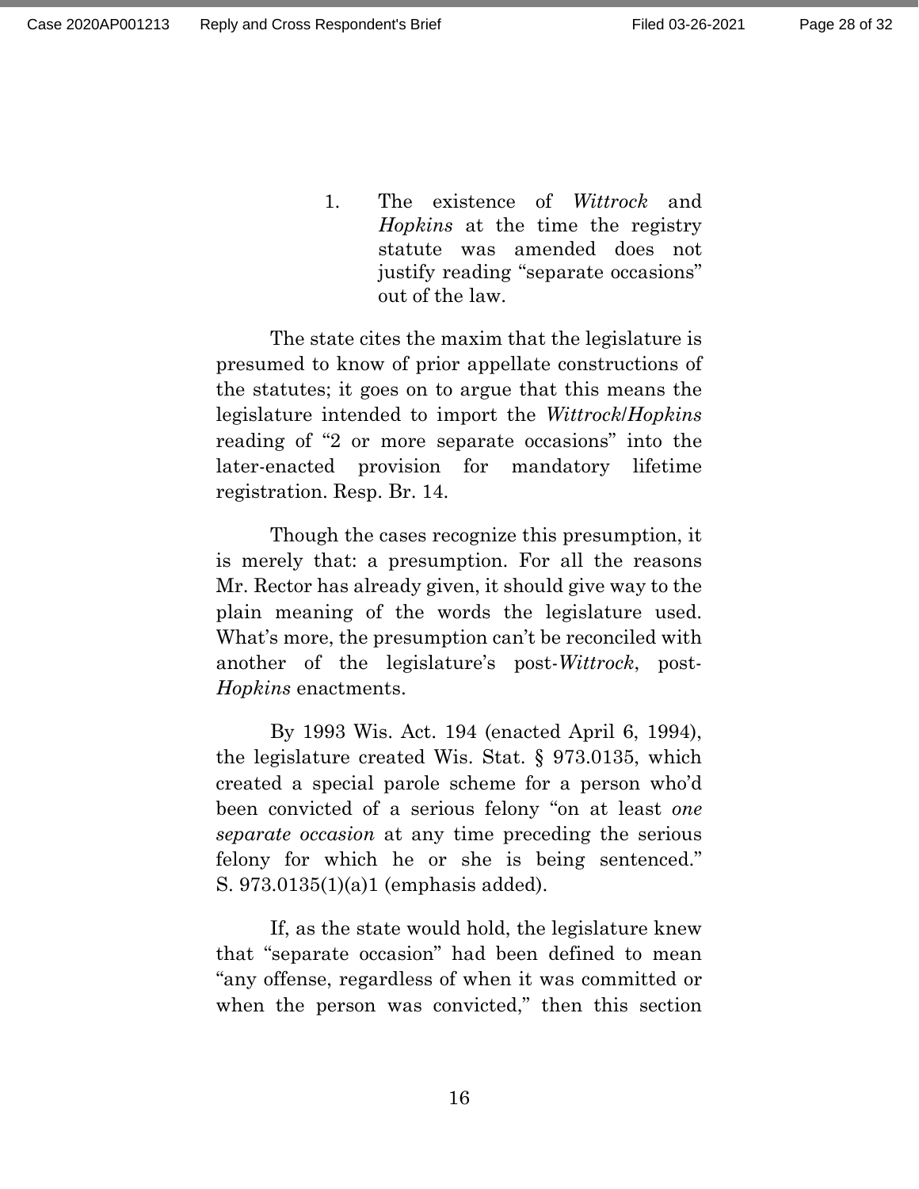1. The existence of *Wittrock* and *Hopkins* at the time the registry statute was amended does not justify reading "separate occasions" out of the law.

The state cites the maxim that the legislature is presumed to know of prior appellate constructions of the statutes; it goes on to argue that this means the legislature intended to import the *Wittrock*/*Hopkins* reading of "2 or more separate occasions" into the later-enacted provision for mandatory lifetime registration. Resp. Br. 14.

Though the cases recognize this presumption, it is merely that: a presumption. For all the reasons Mr. Rector has already given, it should give way to the plain meaning of the words the legislature used. What's more, the presumption can't be reconciled with another of the legislature's post-*Wittrock*, post-*Hopkins* enactments.

By 1993 Wis. Act. 194 (enacted April 6, 1994), the legislature created Wis. Stat. § 973.0135, which created a special parole scheme for a person who'd been convicted of a serious felony "on at least *one separate occasion* at any time preceding the serious felony for which he or she is being sentenced." S. 973.0135(1)(a)1 (emphasis added).

If, as the state would hold, the legislature knew that "separate occasion" had been defined to mean "any offense, regardless of when it was committed or when the person was convicted," then this section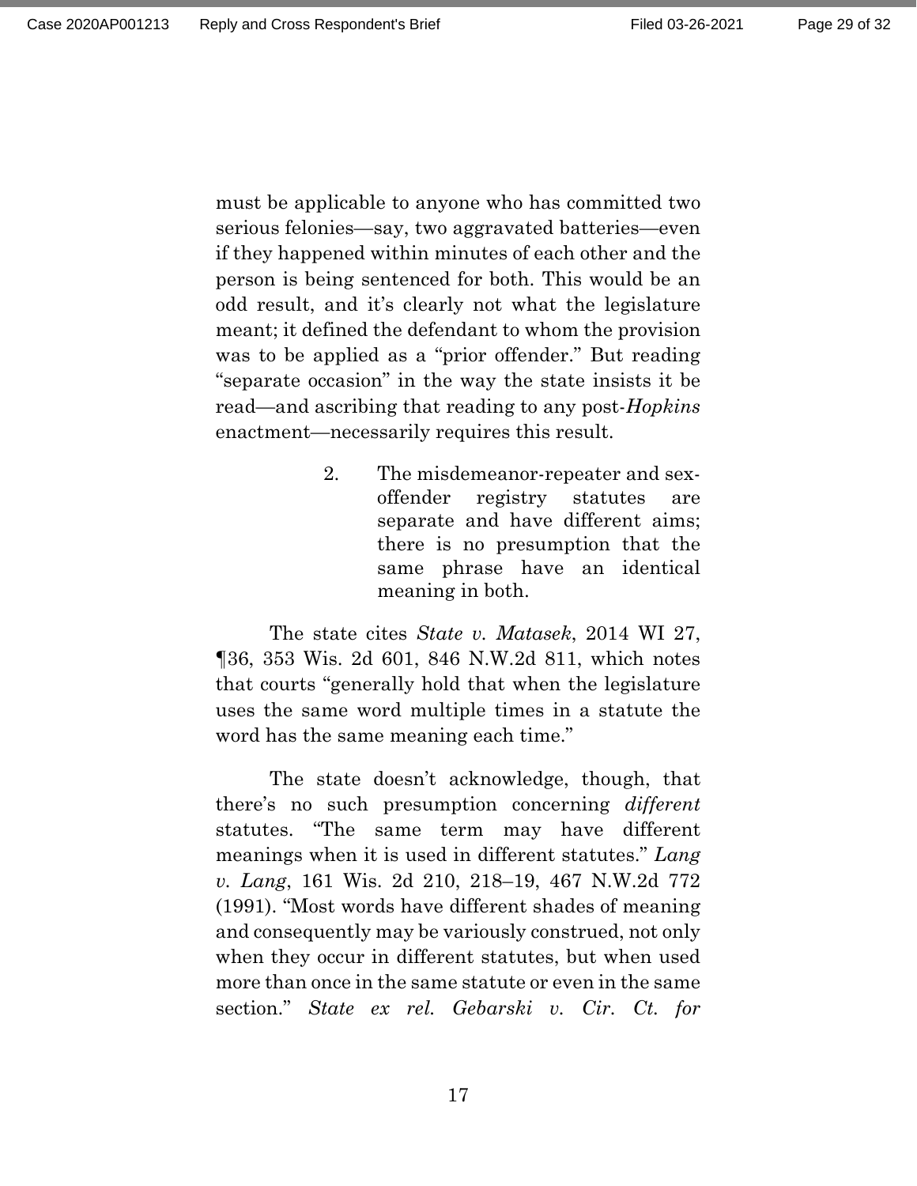must be applicable to anyone who has committed two serious felonies—say, two aggravated batteries—even if they happened within minutes of each other and the person is being sentenced for both. This would be an odd result, and it's clearly not what the legislature meant; it defined the defendant to whom the provision was to be applied as a "prior offender." But reading "separate occasion" in the way the state insists it be read—and ascribing that reading to any post-*Hopkins* enactment—necessarily requires this result.

### 2. The misdemeanor-repeater and sex-offender registry statutes are separate and have different aims; there is no presumption that the same phrase have an identical meaning in both.

The state cites *State v. Matasek*, 2014 WI 27, ¶36, 353 Wis. 2d 601, 846 N.W.2d 811, which notes that courts "generally hold that when the legislature uses the same word multiple times in a statute the word has the same meaning each time."

The state doesn't acknowledge, though, that there's no such presumption concerning *different* statutes. "The same term may have different meanings when it is used in different statutes." *Lang v. Lang*, 161 Wis. 2d 210, 218–19, 467 N.W.2d 772 (1991). "Most words have different shades of meaning and consequently may be variously construed, not only when they occur in different statutes, but when used more than once in the same statute or even in the same section." *State ex rel. Gebarski v. Cir. Ct. for*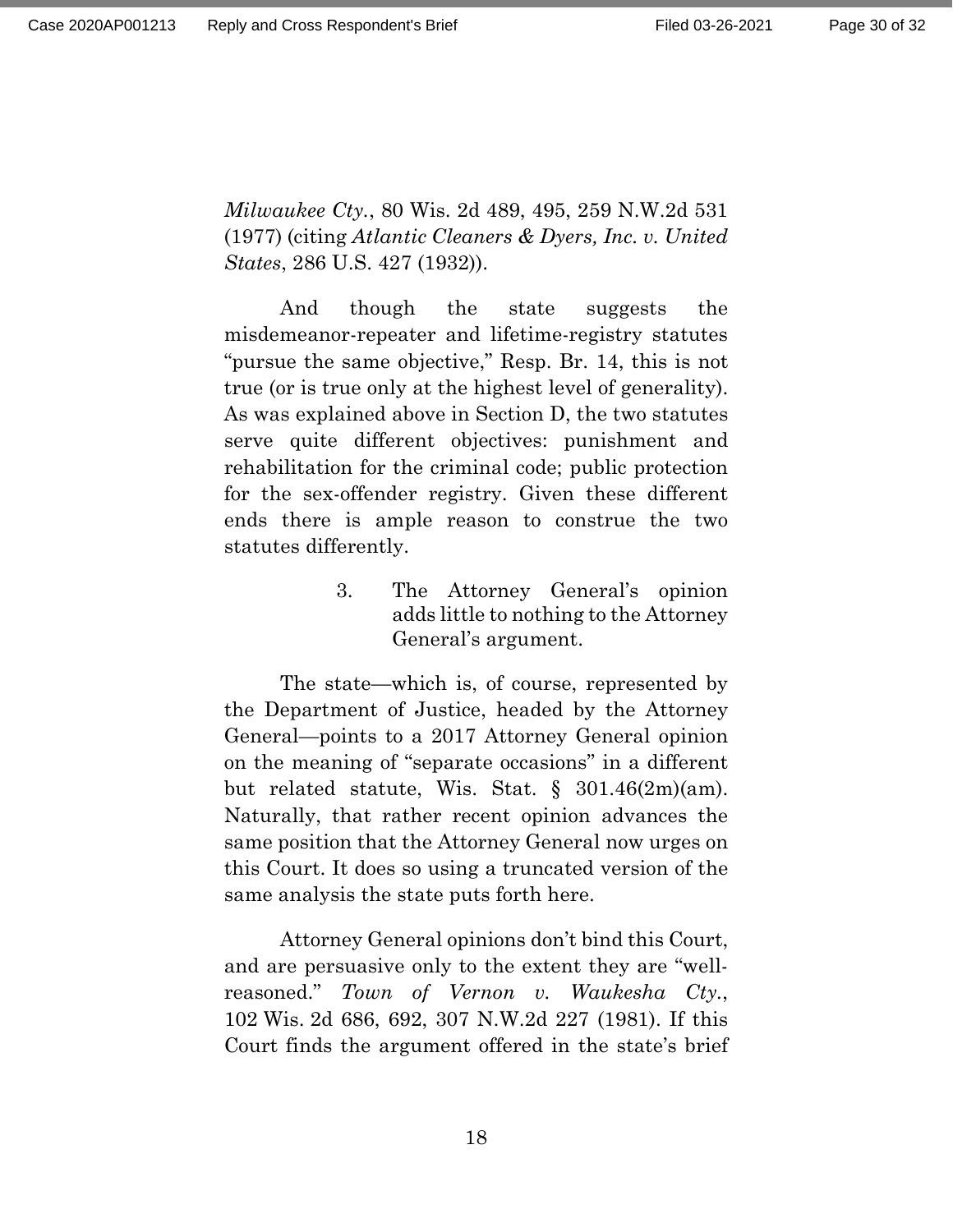*Milwaukee Cty.*, 80 Wis. 2d 489, 495, 259 N.W.2d 531 (1977) (citing *Atlantic Cleaners & Dyers, Inc. v. United States*, 286 U.S. 427 (1932)).

And though the state suggests the misdemeanor-repeater and lifetime-registry statutes "pursue the same objective," Resp. Br. 14, this is not true (or is true only at the highest level of generality). As was explained above in Section D, the two statutes serve quite different objectives: punishment and rehabilitation for the criminal code; public protection for the sex-offender registry. Given these different ends there is ample reason to construe the two statutes differently.

3. The Attorney General's opinion adds little to nothing to the Attorney General's argument.

The state—which is, of course, represented by the Department of Justice, headed by the Attorney General—points to a 2017 Attorney General opinion on the meaning of "separate occasions" in a different but related statute, Wis. Stat. § 301.46(2m)(am). Naturally, that rather recent opinion advances the same position that the Attorney General now urges on this Court. It does so using a truncated version of the same analysis the state puts forth here.

Attorney General opinions don't bind this Court, and are persuasive only to the extent they are "well-reasoned." *Town of Vernon v. Waukesha Cty.*, 102 Wis. 2d 686, 692, 307 N.W.2d 227 (1981). If this Court finds the argument offered in the state's brief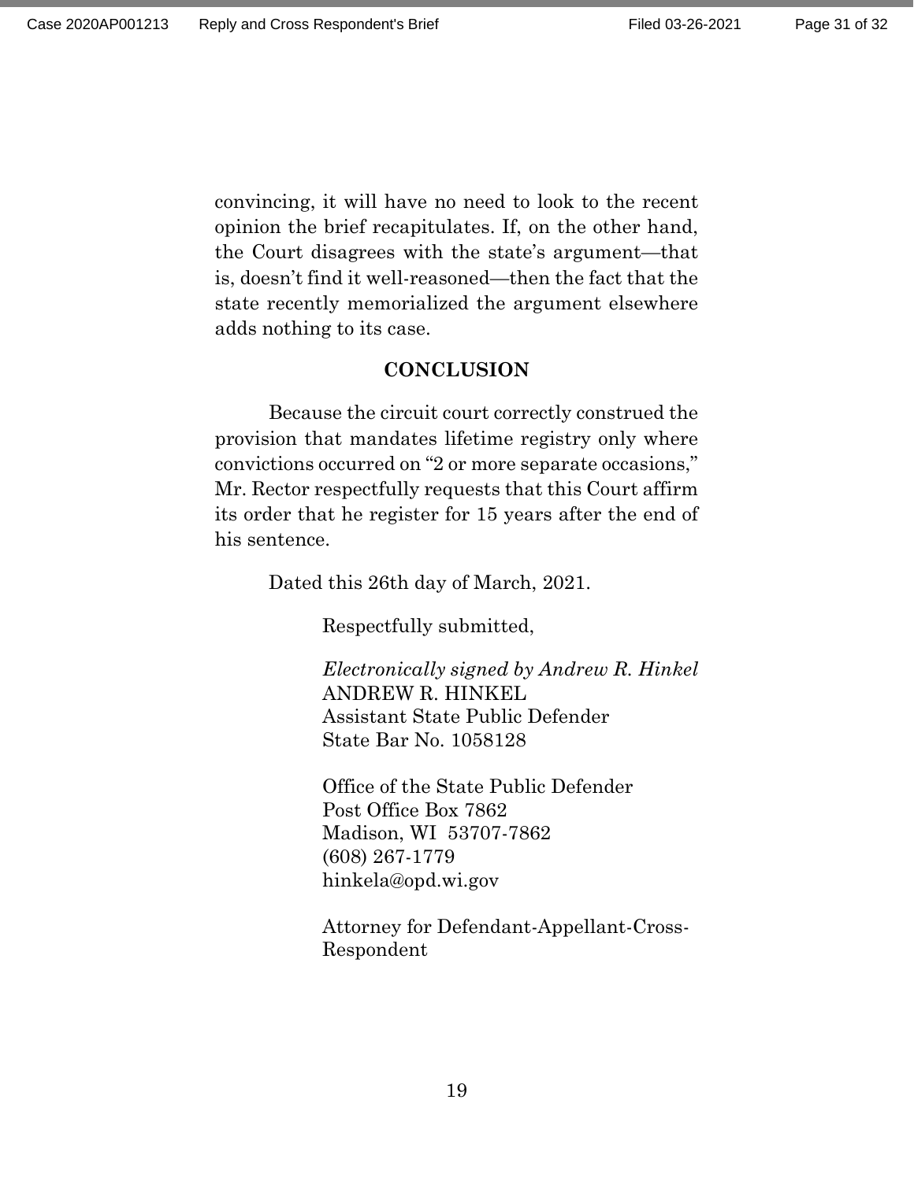convincing, it will have no need to look to the recent opinion the brief recapitulates. If, on the other hand, the Court disagrees with the state's argument—that is, doesn't find it well-reasoned—then the fact that the state recently memorialized the argument elsewhere adds nothing to its case.

## CONCLUSION

Because the circuit court correctly construed the provision that mandates lifetime registry only where convictions occurred on "2 or more separate occasions," Mr. Rector respectfully requests that this Court affirm its order that he register for 15 years after the end of his sentence.

Dated this 26th day of March, 2021.

Respectfully submitted,

*Electronically signed by Andrew R. Hinkel*
ANDREW R. HINKEL
Assistant State Public Defender
State Bar No. 1058128

Office of the State Public Defender
Post Office Box 7862
Madison, WI 53707-7862
(608) 267-1779
hinkela@opd.wi.gov

Attorney for Defendant-Appellant-Cross-Respondent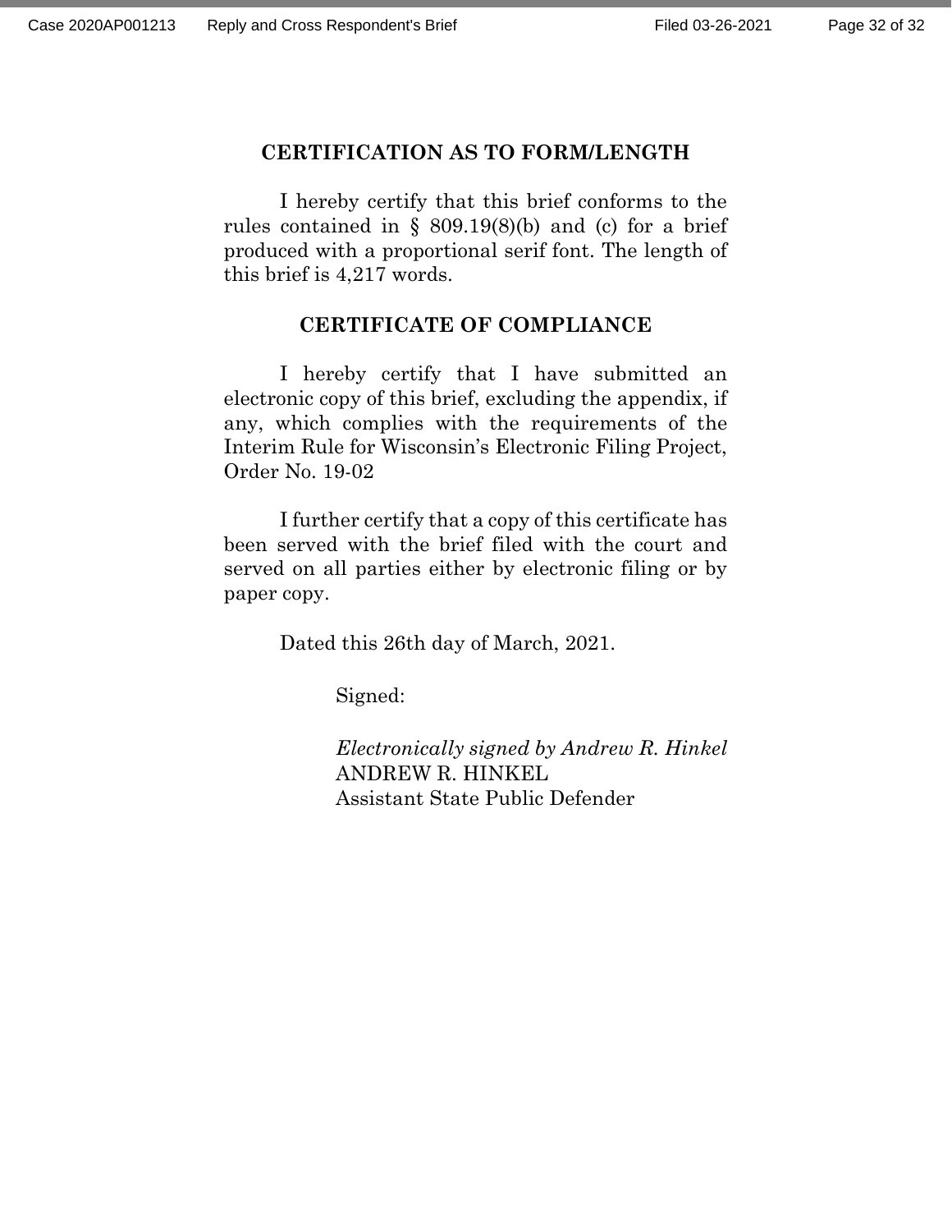## CERTIFICATION AS TO FORM/LENGTH

I hereby certify that this brief conforms to the rules contained in § 809.19(8)(b) and (c) for a brief produced with a proportional serif font. The length of this brief is 4,217 words.

## CERTIFICATE OF COMPLIANCE

I hereby certify that I have submitted an electronic copy of this brief, excluding the appendix, if any, which complies with the requirements of the Interim Rule for Wisconsin's Electronic Filing Project, Order No. 19-02

I further certify that a copy of this certificate has been served with the brief filed with the court and served on all parties either by electronic filing or by paper copy.

Dated this 26th day of March, 2021.

Signed:

*Electronically signed by Andrew R. Hinkel*
ANDREW R. HINKEL
Assistant State Public Defender